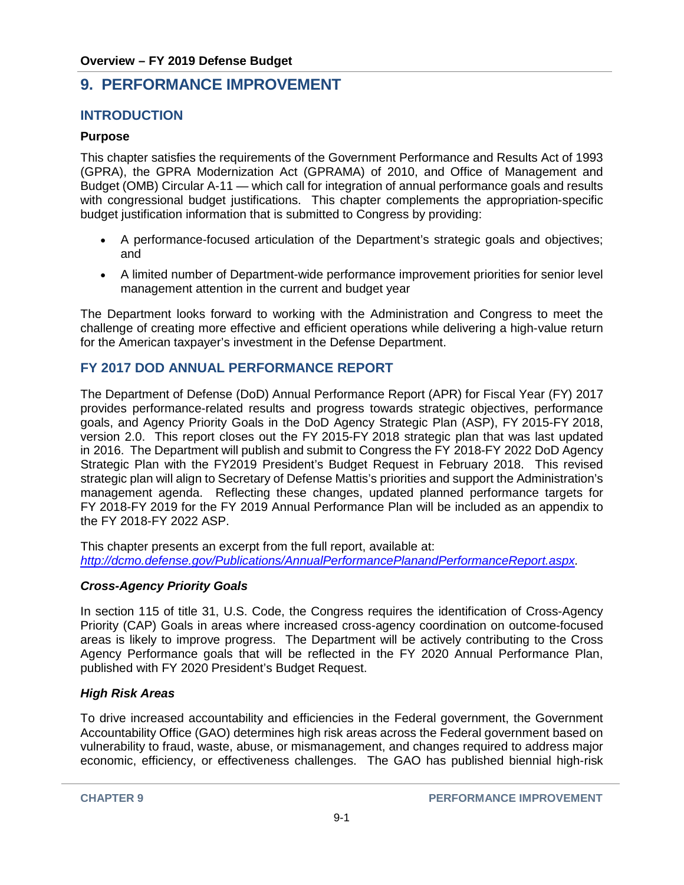# 9. PERFORMANCE IMPROVEMENT

## INTRODUCTION

### Purpose

This chapter satisfies the requirements of the Government Performance and Results Act of 1993 (GPRA), the GPRA Modernization Act (GPRAMA) of 2010, and Office of Management and Budget (OMB) Circular A-11 — which call for integration of annual performance goals and results with congressional budget justifications. This chapter complements the appropriation-specific budget justification information that is submitted to Congress by providing:

- A performance-focused articulation of the Department's strategic goals and objectives; and
- A limited number of Department-wide performance improvement priorities for senior level management attention in the current and budget year

The Department looks forward to working with the Administration and Congress to meet the challenge of creating more effective and efficient operations while delivering a high-value return for the American taxpayer's investment in the Defense Department.

## FY 2017 DOD ANNUAL PERFORMANCE REPORT

The Department of Defense (DoD) Annual Performance Report (APR) for Fiscal Year (FY) 2017 provides performance-related results and progress towards strategic objectives, performance goals, and Agency Priority Goals in the DoD Agency Strategic Plan (ASP), FY 2015-FY 2018, version 2.0. This report closes out the FY 2015-FY 2018 strategic plan that was last updated in 2016. The Department will publish and submit to Congress the FY 2018-FY 2022 DoD Agency Strategic Plan with the FY2019 President's Budget Request in February 2018. This revised strategic plan will align to Secretary of Defense Mattis's priorities and support the Administration's management agenda. Reflecting these changes, updated planned performance targets for FY 2018-FY 2019 for the FY 2019 Annual Performance Plan will be included as an appendix to the FY 2018-FY 2022 ASP.

This chapter presents an excerpt from the full report, available at:
*http://dcmo.defense.gov/Publications/AnnualPerformancePlanandPerformanceReport.aspx*.

### *Cross-Agency Priority Goals*

In section 115 of title 31, U.S. Code, the Congress requires the identification of Cross-Agency Priority (CAP) Goals in areas where increased cross-agency coordination on outcome-focused areas is likely to improve progress. The Department will be actively contributing to the Cross Agency Performance goals that will be reflected in the FY 2020 Annual Performance Plan, published with FY 2020 President's Budget Request.

### *High Risk Areas*

To drive increased accountability and efficiencies in the Federal government, the Government Accountability Office (GAO) determines high risk areas across the Federal government based on vulnerability to fraud, waste, abuse, or mismanagement, and changes required to address major economic, efficiency, or effectiveness challenges. The GAO has published biennial high-risk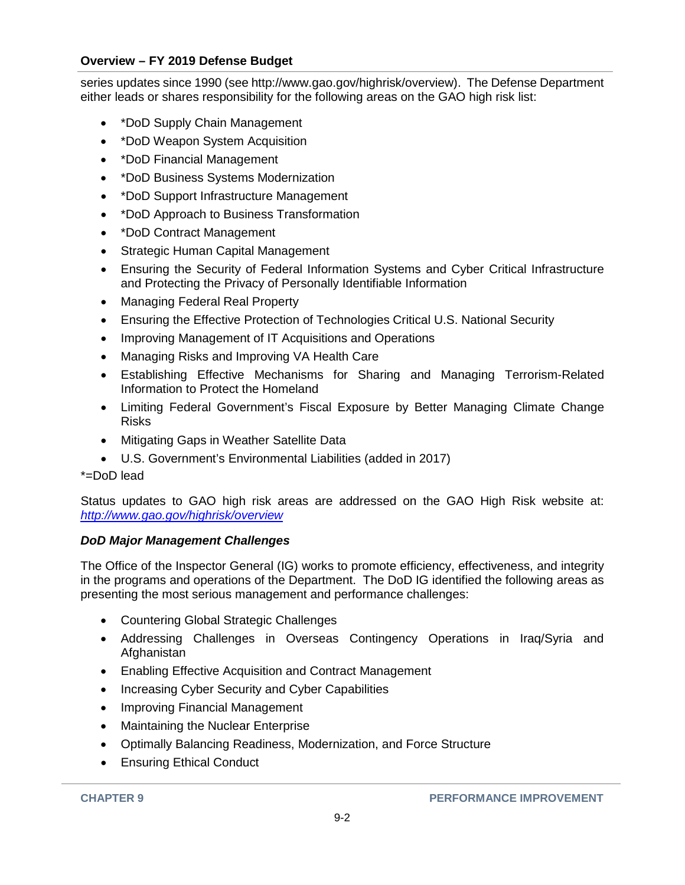series updates since 1990 (see http://www.gao.gov/highrisk/overview). The Defense Department either leads or shares responsibility for the following areas on the GAO high risk list:

- *DoD Supply Chain Management
- *DoD Weapon System Acquisition
- *DoD Financial Management
- *DoD Business Systems Modernization
- *DoD Support Infrastructure Management
- *DoD Approach to Business Transformation
- *DoD Contract Management
- Strategic Human Capital Management
- Ensuring the Security of Federal Information Systems and Cyber Critical Infrastructure and Protecting the Privacy of Personally Identifiable Information
- Managing Federal Real Property
- Ensuring the Effective Protection of Technologies Critical U.S. National Security
- Improving Management of IT Acquisitions and Operations
- Managing Risks and Improving VA Health Care
- Establishing Effective Mechanisms for Sharing and Managing Terrorism-Related Information to Protect the Homeland
- Limiting Federal Government's Fiscal Exposure by Better Managing Climate Change Risks
- Mitigating Gaps in Weather Satellite Data
- U.S. Government's Environmental Liabilities (added in 2017)

*=DoD lead

Status updates to GAO high risk areas are addressed on the GAO High Risk website at: *http://www.gao.gov/highrisk/overview*

***DoD Major Management Challenges***

The Office of the Inspector General (IG) works to promote efficiency, effectiveness, and integrity in the programs and operations of the Department. The DoD IG identified the following areas as presenting the most serious management and performance challenges:

- Countering Global Strategic Challenges
- Addressing Challenges in Overseas Contingency Operations in Iraq/Syria and Afghanistan
- Enabling Effective Acquisition and Contract Management
- Increasing Cyber Security and Cyber Capabilities
- Improving Financial Management
- Maintaining the Nuclear Enterprise
- Optimally Balancing Readiness, Modernization, and Force Structure
- Ensuring Ethical Conduct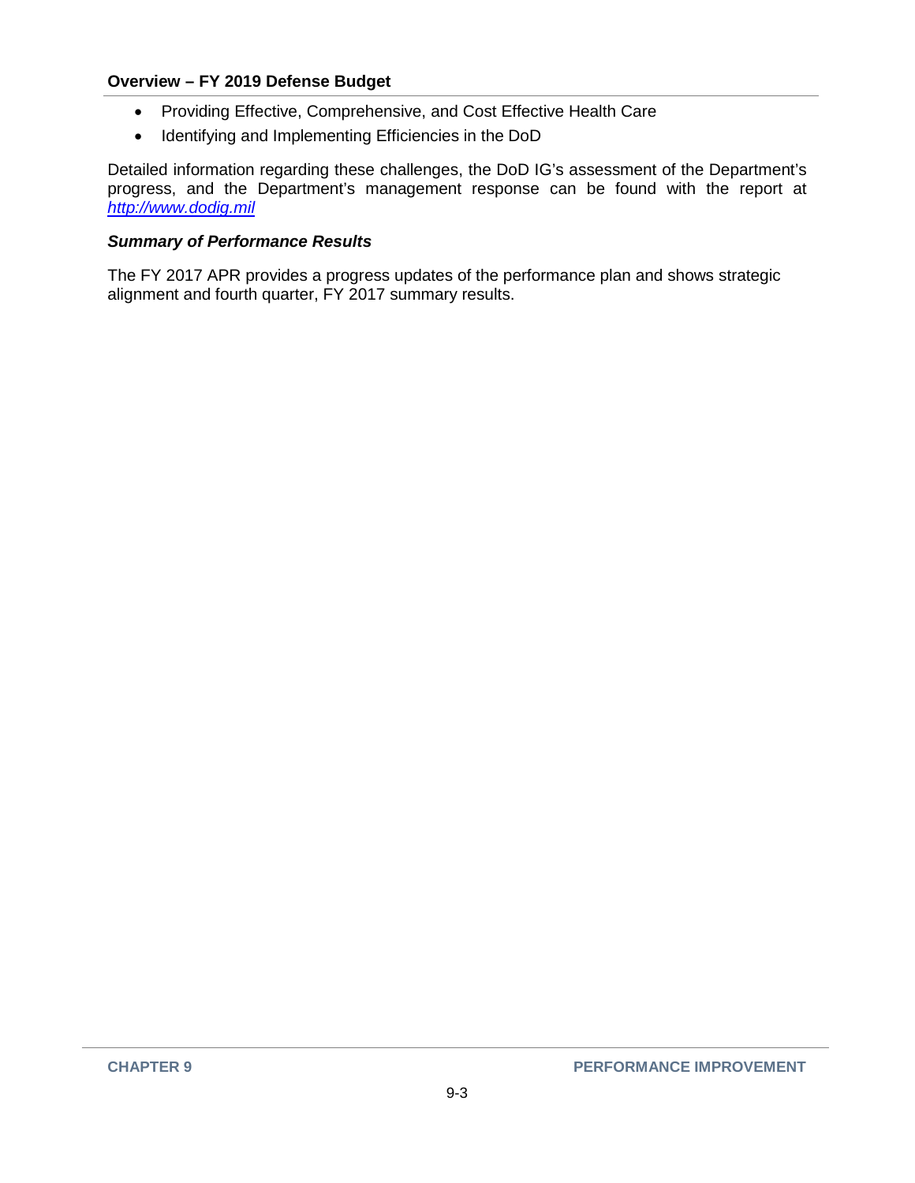- Providing Effective, Comprehensive, and Cost Effective Health Care
- Identifying and Implementing Efficiencies in the DoD

Detailed information regarding these challenges, the DoD IG's assessment of the Department's progress, and the Department's management response can be found with the report at [http://www.dodig.mil](http://www.dodig.mil)

***Summary of Performance Results***

The FY 2017 APR provides a progress updates of the performance plan and shows strategic alignment and fourth quarter, FY 2017 summary results.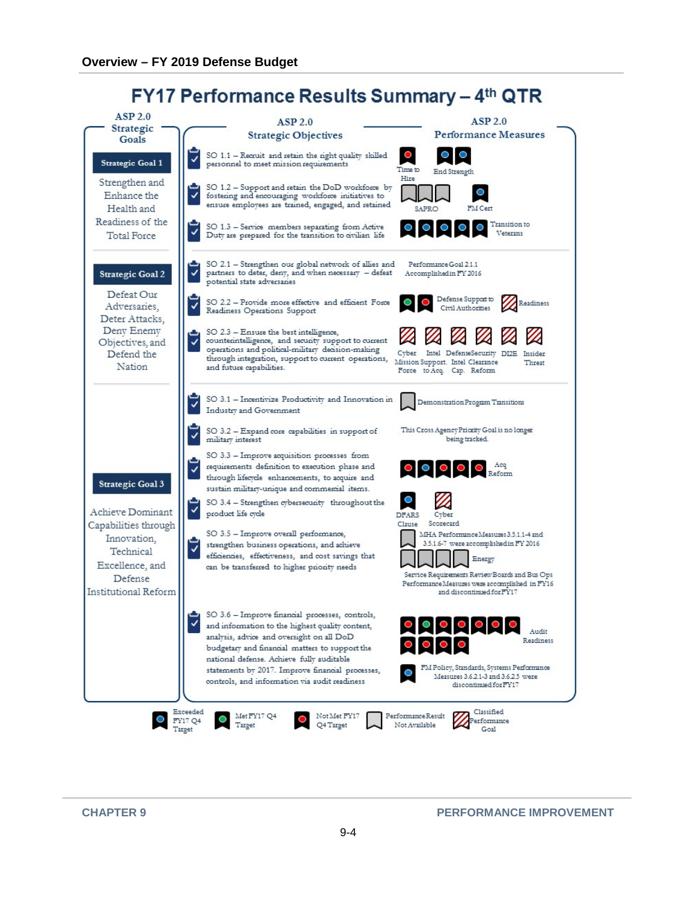# FY17 Performance Results Summary – 4th QTR

| ASP 2.0 Strategic Goals | ASP 2.0 Strategic Objectives | ASP 2.0 Performance Measures |
|---|---|---|
| **Strategic Goal 1** Strengthen and Enhance the Health and Readiness of the Total Force | SO 1.1 – Recruit and retain the right quality skilled personnel to meet mission requirements | Time to Hire (Not Met); End Strength (Exceeded, Exceeded) |
| | SO 1.2 – Support and retain the DoD workforce by fostering and encouraging workforce initiatives to ensure employees are trained, engaged, and retained | SAPRO (Not Available ×3); FM Cert (Exceeded) |
| | SO 1.3 – Service members separating from Active Duty are prepared for the transition to civilian life | Transition to Veterans (Exceeded ×5) |
| **Strategic Goal 2** Defeat Our Adversaries, Deter Attacks, Deny Enemy Objectives, and Defend the Nation | SO 2.1 – Strengthen our global network of allies and partners to deter, deny, and when necessary – defeat potential state adversaries | Performance Goal 2.1.1 Accomplished in FY 2016 |
| | SO 2.2 – Provide more effective and efficient Force Readiness Operations Support | Defense Support to Civil Authorities (Met, Not Met); Readiness (Classified) |
| | SO 2.3 – Ensure the best intelligence, counterintelligence, and security support to current operations and political-military decision-making through integration, support to current operations, and future capabilities. | Cyber Mission Force; Intel Support to Acq.; Defense Intel Cap.; Security Clearance Reform; DI2E; Insider Threat (all Classified) |
| **Strategic Goal 3** Achieve Dominant Capabilities through Innovation, Technical Excellence, and Defense Institutional Reform | SO 3.1 – Incentivize Productivity and Innovation in Industry and Government | Demonstration Program Transitions (Not Available) |
| | SO 3.2 – Expand core capabilities in support of military interest | This Cross Agency Priority Goal is no longer being tracked. |
| | SO 3.3 – Improve acquisition processes from requirements definition to execution phase and through lifecycle enhancements, to acquire and sustain military-unique and commercial items. | Acq Reform (Not Met, Exceeded, Not Met, Not Met, Not Met) |
| | SO 3.4 – Strengthen cybersecurity throughout the product life cycle | DFARS Clause (Exceeded); Cyber Scorecard (Classified) |
| | SO 3.5 – Improve overall performance, strengthen business operations, and achieve efficiencies, effectiveness, and cost savings that can be transferred to higher priority needs | MHA Performance Measures 3.5.1.1-4 and 3.5.1.6-7 were accomplished in FY 2016 (Not Available); Energy (Not Available ×4); Service Requirements Review Boards and Bus Ops Performance Measures were accomplished in FY16 and discontinued for FY17 |
| | SO 3.6 – Improve financial processes, controls, and information to the highest quality content, analysis, advice and oversight on all DoD budgetary and financial matters to support the national defense. Achieve fully auditable statements by 2017. Improve financial processes, controls, and information via audit readiness | Audit Readiness (Not Met, Met, Not Met, Not Met, Not Met, Not Met, Not Met, Not Met, Not Met, Not Met, Not Met); FM Policy, Standards, Systems Performance Measures 3.6.2.1-3 and 3.6.2.5 were discontinued for FY17 (Exceeded) |

Legend: Exceeded FY17 Q4 Target; Met FY17 Q4 Target; Not Met FY17 Q4 Target; Performance Result Not Available; Classified Performance Goal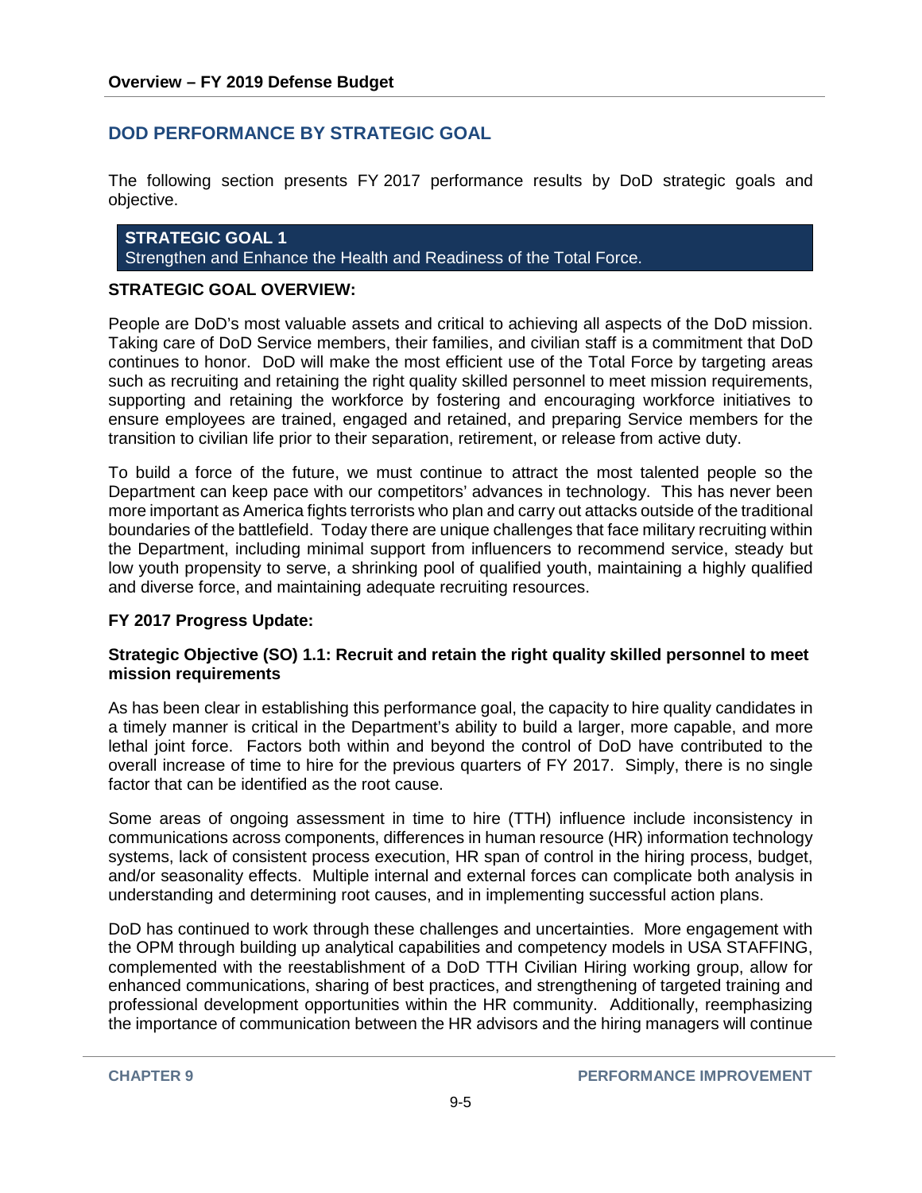## DOD PERFORMANCE BY STRATEGIC GOAL

The following section presents FY 2017 performance results by DoD strategic goals and objective.

### STRATEGIC GOAL 1

Strengthen and Enhance the Health and Readiness of the Total Force.

**STRATEGIC GOAL OVERVIEW:**

People are DoD's most valuable assets and critical to achieving all aspects of the DoD mission. Taking care of DoD Service members, their families, and civilian staff is a commitment that DoD continues to honor. DoD will make the most efficient use of the Total Force by targeting areas such as recruiting and retaining the right quality skilled personnel to meet mission requirements, supporting and retaining the workforce by fostering and encouraging workforce initiatives to ensure employees are trained, engaged and retained, and preparing Service members for the transition to civilian life prior to their separation, retirement, or release from active duty.

To build a force of the future, we must continue to attract the most talented people so the Department can keep pace with our competitors' advances in technology. This has never been more important as America fights terrorists who plan and carry out attacks outside of the traditional boundaries of the battlefield. Today there are unique challenges that face military recruiting within the Department, including minimal support from influencers to recommend service, steady but low youth propensity to serve, a shrinking pool of qualified youth, maintaining a highly qualified and diverse force, and maintaining adequate recruiting resources.

**FY 2017 Progress Update:**

**Strategic Objective (SO) 1.1: Recruit and retain the right quality skilled personnel to meet mission requirements**

As has been clear in establishing this performance goal, the capacity to hire quality candidates in a timely manner is critical in the Department's ability to build a larger, more capable, and more lethal joint force. Factors both within and beyond the control of DoD have contributed to the overall increase of time to hire for the previous quarters of FY 2017. Simply, there is no single factor that can be identified as the root cause.

Some areas of ongoing assessment in time to hire (TTH) influence include inconsistency in communications across components, differences in human resource (HR) information technology systems, lack of consistent process execution, HR span of control in the hiring process, budget, and/or seasonality effects. Multiple internal and external forces can complicate both analysis in understanding and determining root causes, and in implementing successful action plans.

DoD has continued to work through these challenges and uncertainties. More engagement with the OPM through building up analytical capabilities and competency models in USA STAFFING, complemented with the reestablishment of a DoD TTH Civilian Hiring working group, allow for enhanced communications, sharing of best practices, and strengthening of targeted training and professional development opportunities within the HR community. Additionally, reemphasizing the importance of communication between the HR advisors and the hiring managers will continue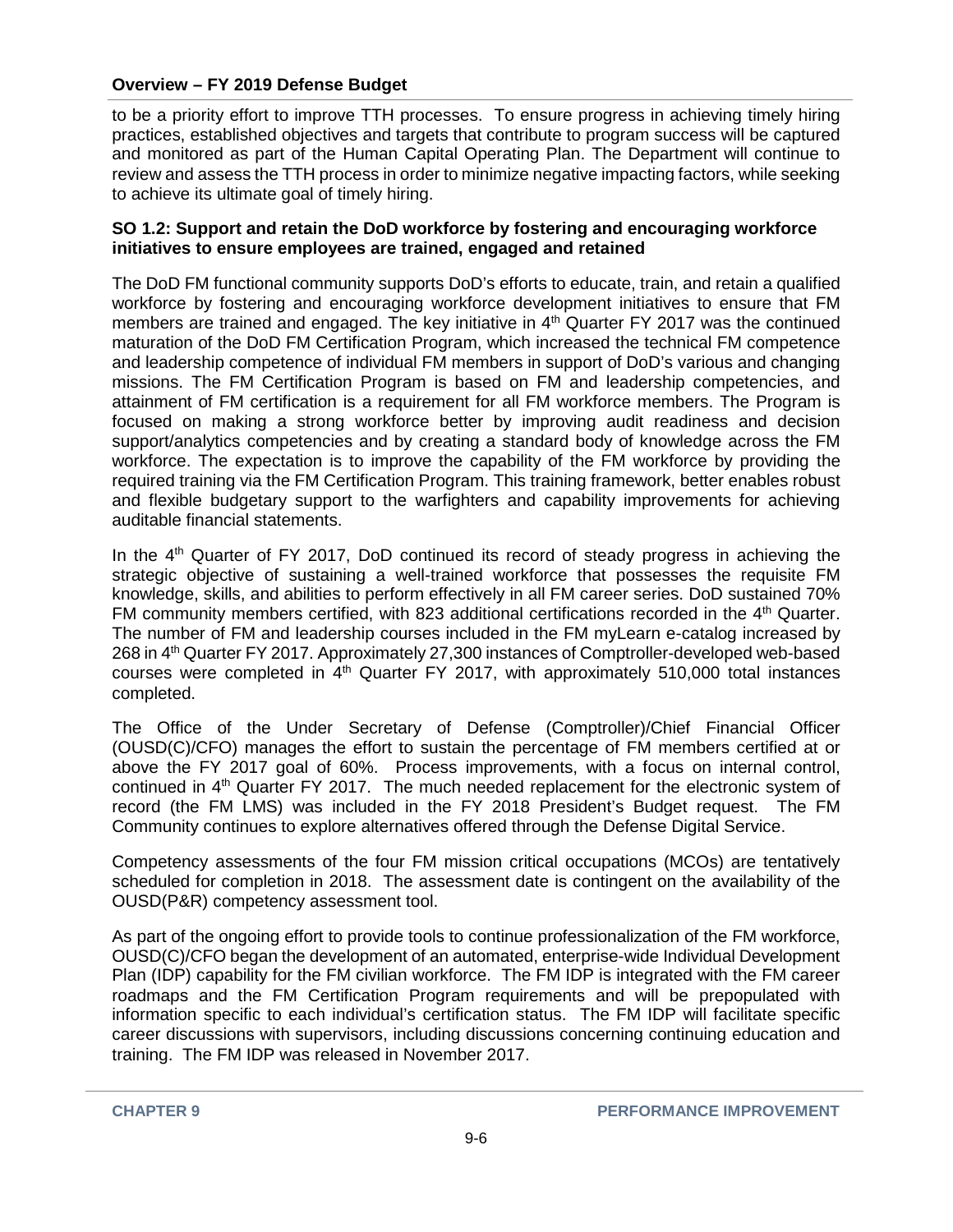to be a priority effort to improve TTH processes. To ensure progress in achieving timely hiring practices, established objectives and targets that contribute to program success will be captured and monitored as part of the Human Capital Operating Plan. The Department will continue to review and assess the TTH process in order to minimize negative impacting factors, while seeking to achieve its ultimate goal of timely hiring.

**SO 1.2: Support and retain the DoD workforce by fostering and encouraging workforce initiatives to ensure employees are trained, engaged and retained**

The DoD FM functional community supports DoD's efforts to educate, train, and retain a qualified workforce by fostering and encouraging workforce development initiatives to ensure that FM members are trained and engaged. The key initiative in 4th Quarter FY 2017 was the continued maturation of the DoD FM Certification Program, which increased the technical FM competence and leadership competence of individual FM members in support of DoD's various and changing missions. The FM Certification Program is based on FM and leadership competencies, and attainment of FM certification is a requirement for all FM workforce members. The Program is focused on making a strong workforce better by improving audit readiness and decision support/analytics competencies and by creating a standard body of knowledge across the FM workforce. The expectation is to improve the capability of the FM workforce by providing the required training via the FM Certification Program. This training framework, better enables robust and flexible budgetary support to the warfighters and capability improvements for achieving auditable financial statements.

In the 4th Quarter of FY 2017, DoD continued its record of steady progress in achieving the strategic objective of sustaining a well-trained workforce that possesses the requisite FM knowledge, skills, and abilities to perform effectively in all FM career series. DoD sustained 70% FM community members certified, with 823 additional certifications recorded in the 4th Quarter. The number of FM and leadership courses included in the FM myLearn e-catalog increased by 268 in 4th Quarter FY 2017. Approximately 27,300 instances of Comptroller-developed web-based courses were completed in 4th Quarter FY 2017, with approximately 510,000 total instances completed.

The Office of the Under Secretary of Defense (Comptroller)/Chief Financial Officer (OUSD(C)/CFO) manages the effort to sustain the percentage of FM members certified at or above the FY 2017 goal of 60%. Process improvements, with a focus on internal control, continued in 4th Quarter FY 2017. The much needed replacement for the electronic system of record (the FM LMS) was included in the FY 2018 President's Budget request. The FM Community continues to explore alternatives offered through the Defense Digital Service.

Competency assessments of the four FM mission critical occupations (MCOs) are tentatively scheduled for completion in 2018. The assessment date is contingent on the availability of the OUSD(P&R) competency assessment tool.

As part of the ongoing effort to provide tools to continue professionalization of the FM workforce, OUSD(C)/CFO began the development of an automated, enterprise-wide Individual Development Plan (IDP) capability for the FM civilian workforce. The FM IDP is integrated with the FM career roadmaps and the FM Certification Program requirements and will be prepopulated with information specific to each individual's certification status. The FM IDP will facilitate specific career discussions with supervisors, including discussions concerning continuing education and training. The FM IDP was released in November 2017.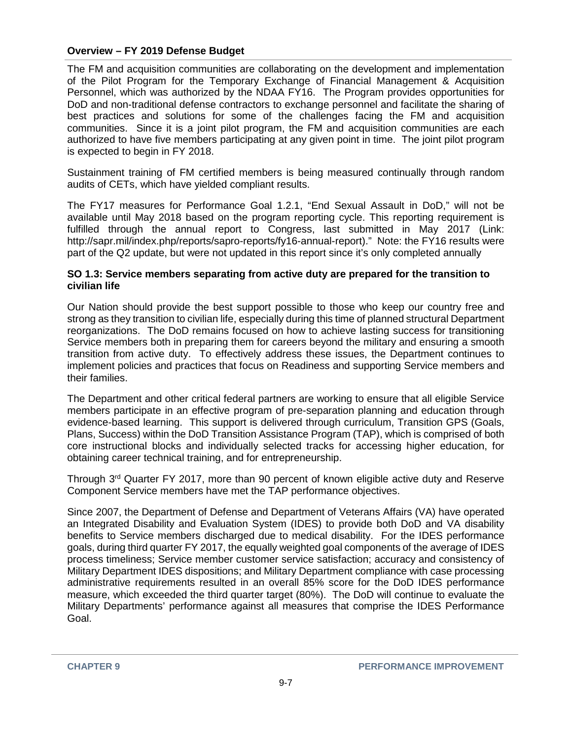The FM and acquisition communities are collaborating on the development and implementation of the Pilot Program for the Temporary Exchange of Financial Management & Acquisition Personnel, which was authorized by the NDAA FY16. The Program provides opportunities for DoD and non-traditional defense contractors to exchange personnel and facilitate the sharing of best practices and solutions for some of the challenges facing the FM and acquisition communities. Since it is a joint pilot program, the FM and acquisition communities are each authorized to have five members participating at any given point in time. The joint pilot program is expected to begin in FY 2018.

Sustainment training of FM certified members is being measured continually through random audits of CETs, which have yielded compliant results.

The FY17 measures for Performance Goal 1.2.1, "End Sexual Assault in DoD," will not be available until May 2018 based on the program reporting cycle. This reporting requirement is fulfilled through the annual report to Congress, last submitted in May 2017 (Link: http://sapr.mil/index.php/reports/sapro-reports/fy16-annual-report)." Note: the FY16 results were part of the Q2 update, but were not updated in this report since it's only completed annually

**SO 1.3: Service members separating from active duty are prepared for the transition to civilian life**

Our Nation should provide the best support possible to those who keep our country free and strong as they transition to civilian life, especially during this time of planned structural Department reorganizations. The DoD remains focused on how to achieve lasting success for transitioning Service members both in preparing them for careers beyond the military and ensuring a smooth transition from active duty. To effectively address these issues, the Department continues to implement policies and practices that focus on Readiness and supporting Service members and their families.

The Department and other critical federal partners are working to ensure that all eligible Service members participate in an effective program of pre-separation planning and education through evidence-based learning. This support is delivered through curriculum, Transition GPS (Goals, Plans, Success) within the DoD Transition Assistance Program (TAP), which is comprised of both core instructional blocks and individually selected tracks for accessing higher education, for obtaining career technical training, and for entrepreneurship.

Through 3rd Quarter FY 2017, more than 90 percent of known eligible active duty and Reserve Component Service members have met the TAP performance objectives.

Since 2007, the Department of Defense and Department of Veterans Affairs (VA) have operated an Integrated Disability and Evaluation System (IDES) to provide both DoD and VA disability benefits to Service members discharged due to medical disability. For the IDES performance goals, during third quarter FY 2017, the equally weighted goal components of the average of IDES process timeliness; Service member customer service satisfaction; accuracy and consistency of Military Department IDES dispositions; and Military Department compliance with case processing administrative requirements resulted in an overall 85% score for the DoD IDES performance measure, which exceeded the third quarter target (80%). The DoD will continue to evaluate the Military Departments' performance against all measures that comprise the IDES Performance Goal.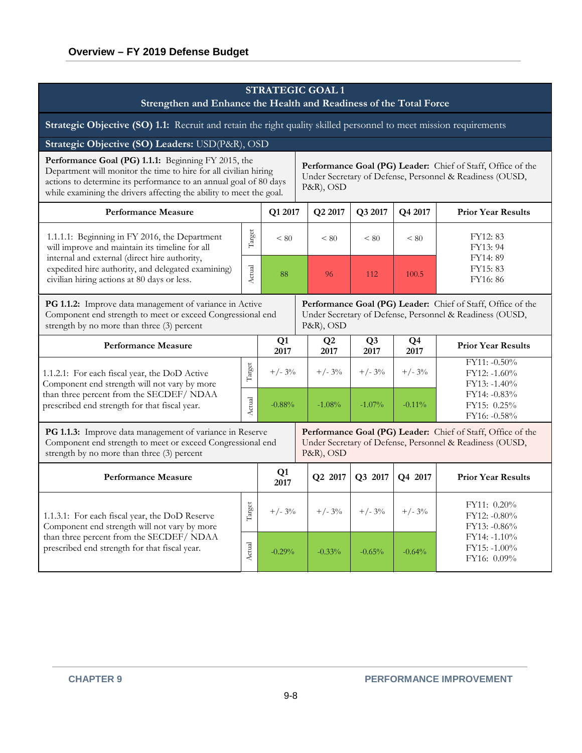## STRATEGIC GOAL 1
### Strengthen and Enhance the Health and Readiness of the Total Force

**Strategic Objective (SO) 1.1:** Recruit and retain the right quality skilled personnel to meet mission requirements

**Strategic Objective (SO) Leaders:** USD(P&R), OSD

**Performance Goal (PG) 1.1.1:** Beginning FY 2015, the Department will monitor the time to hire for all civilian hiring actions to determine its performance to an annual goal of 80 days while examining the drivers affecting the ability to meet the goal.

**Performance Goal (PG) Leader:** Chief of Staff, Office of the Under Secretary of Defense, Personnel & Readiness (OUSD, P&R), OSD

| Performance Measure | | Q1 2017 | Q2 2017 | Q3 2017 | Q4 2017 | Prior Year Results |
|---|---|---|---|---|---|---|
| 1.1.1.1: Beginning in FY 2016, the Department will improve and maintain its timeline for all internal and external (direct hire authority, expedited hire authority, and delegated examining) civilian hiring actions at 80 days or less. | Target | < 80 | < 80 | < 80 | < 80 | FY12: 83<br>FY13: 94<br>FY14: 89<br>FY15: 83<br>FY16: 86 |
| | Actual | 88 | 96 | 112 | 100.5 | |

**PG 1.1.2:** Improve data management of variance in Active Component end strength to meet or exceed Congressional end strength by no more than three (3) percent

**Performance Goal (PG) Leader:** Chief of Staff, Office of the Under Secretary of Defense, Personnel & Readiness (OUSD, P&R), OSD

| Performance Measure | | Q1 2017 | Q2 2017 | Q3 2017 | Q4 2017 | Prior Year Results |
|---|---|---|---|---|---|---|
| 1.1.2.1: For each fiscal year, the DoD Active Component end strength will not vary by more than three percent from the SECDEF/ NDAA prescribed end strength for that fiscal year. | Target | +/- 3% | +/- 3% | +/- 3% | +/- 3% | FY11: -0.50%<br>FY12: -1.60%<br>FY13: -1.40%<br>FY14: -0.83%<br>FY15: 0.25%<br>FY16: -0.58% |
| | Actual | -0.88% | -1.08% | -1.07% | -0.11% | |

**PG 1.1.3:** Improve data management of variance in Reserve Component end strength to meet or exceed Congressional end strength by no more than three (3) percent

**Performance Goal (PG) Leader:** Chief of Staff, Office of the Under Secretary of Defense, Personnel & Readiness (OUSD, P&R), OSD

| Performance Measure | | Q1 2017 | Q2 2017 | Q3 2017 | Q4 2017 | Prior Year Results |
|---|---|---|---|---|---|---|
| 1.1.3.1: For each fiscal year, the DoD Reserve Component end strength will not vary by more than three percent from the SECDEF/ NDAA prescribed end strength for that fiscal year. | Target | +/- 3% | +/- 3% | +/- 3% | +/- 3% | FY11: 0.20%<br>FY12: -0.80%<br>FY13: -0.86%<br>FY14: -1.10%<br>FY15: -1.00%<br>FY16: 0.09% |
| | Actual | -0.29% | -0.33% | -0.65% | -0.64% | |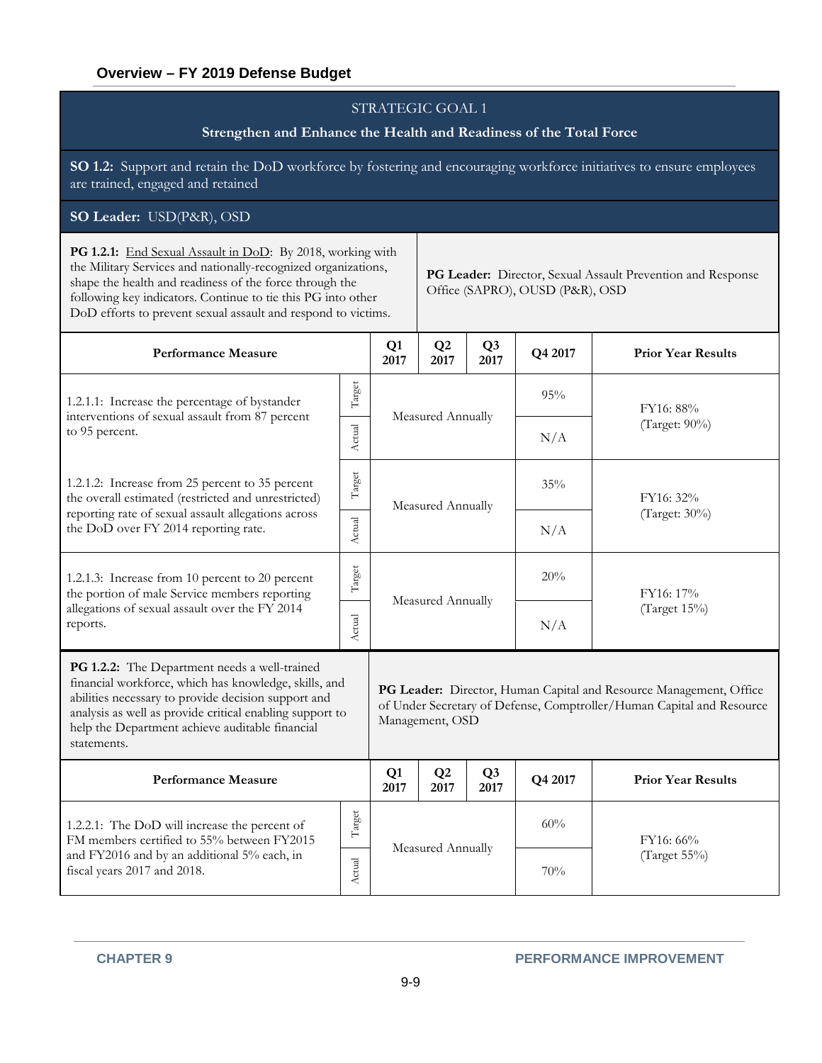## STRATEGIC GOAL 1

### Strengthen and Enhance the Health and Readiness of the Total Force

**SO 1.2:** Support and retain the DoD workforce by fostering and encouraging workforce initiatives to ensure employees are trained, engaged and retained

**SO Leader:** USD(P&R), OSD

**PG 1.2.1:** End Sexual Assault in DoD: By 2018, working with the Military Services and nationally-recognized organizations, shape the health and readiness of the force through the following key indicators. Continue to tie this PG into other DoD efforts to prevent sexual assault and respond to victims.

**PG Leader:** Director, Sexual Assault Prevention and Response Office (SAPRO), OUSD (P&R), OSD

| Performance Measure | | Q1 2017 | Q2 2017 | Q3 2017 | Q4 2017 | Prior Year Results |
|---|---|---|---|---|---|---|
| 1.2.1.1: Increase the percentage of bystander interventions of sexual assault from 87 percent to 95 percent. | Target | Measured Annually | | | 95% | FY16: 88% (Target: 90%) |
| | Actual | | | | N/A | |
| 1.2.1.2: Increase from 25 percent to 35 percent the overall estimated (restricted and unrestricted) reporting rate of sexual assault allegations across the DoD over FY 2014 reporting rate. | Target | Measured Annually | | | 35% | FY16: 32% (Target: 30%) |
| | Actual | | | | N/A | |
| 1.2.1.3: Increase from 10 percent to 20 percent the portion of male Service members reporting allegations of sexual assault over the FY 2014 reports. | Target | Measured Annually | | | 20% | FY16: 17% (Target 15%) |
| | Actual | | | | N/A | |

**PG 1.2.2:** The Department needs a well-trained financial workforce, which has knowledge, skills, and abilities necessary to provide decision support and analysis as well as provide critical enabling support to help the Department achieve auditable financial statements.

**PG Leader:** Director, Human Capital and Resource Management, Office of Under Secretary of Defense, Comptroller/Human Capital and Resource Management, OSD

| Performance Measure | | Q1 2017 | Q2 2017 | Q3 2017 | Q4 2017 | Prior Year Results |
|---|---|---|---|---|---|---|
| 1.2.2.1: The DoD will increase the percent of FM members certified to 55% between FY2015 and FY2016 and by an additional 5% each, in fiscal years 2017 and 2018. | Target | Measured Annually | | | 60% | FY16: 66% (Target 55%) |
| | Actual | | | | 70% | |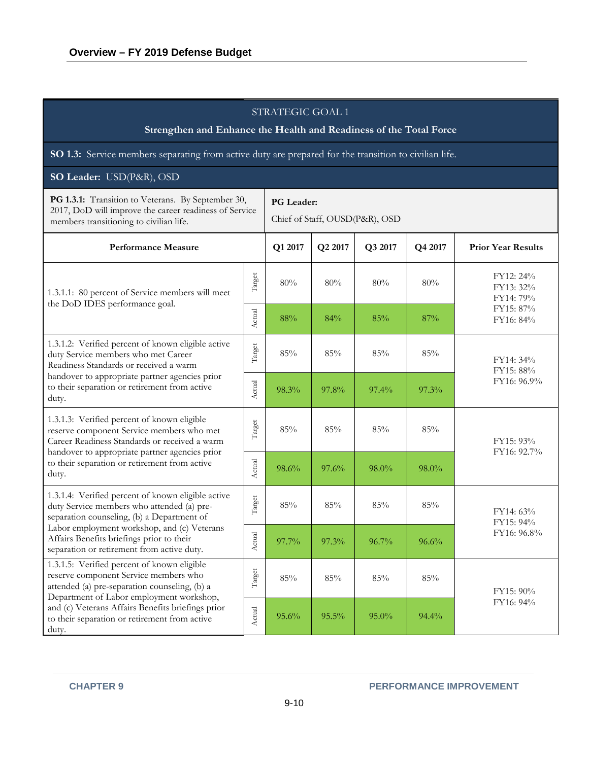| STRATEGIC GOAL 1<br>**Strengthen and Enhance the Health and Readiness of the Total Force** | | | | | | |
|---|---|---|---|---|---|---|
| **SO 1.3:** Service members separating from active duty are prepared for the transition to civilian life. | | | | | | |
| **SO Leader:** USD(P&R), OSD | | | | | | |
| **PG 1.3.1:** Transition to Veterans. By September 30, 2017, DoD will improve the career readiness of Service members transitioning to civilian life. | | **PG Leader:**<br>Chief of Staff, OUSD(P&R), OSD | | | | |
| **Performance Measure** | | **Q1 2017** | **Q2 2017** | **Q3 2017** | **Q4 2017** | **Prior Year Results** |
| 1.3.1.1: 80 percent of Service members will meet the DoD IDES performance goal. | Target | 80% | 80% | 80% | 80% | FY12: 24%<br>FY13: 32%<br>FY14: 79%<br>FY15: 87%<br>FY16: 84% |
| | Actual | 88% | 84% | 85% | 87% | |
| 1.3.1.2: Verified percent of known eligible active duty Service members who met Career Readiness Standards or received a warm handover to appropriate partner agencies prior to their separation or retirement from active duty. | Target | 85% | 85% | 85% | 85% | FY14: 34%<br>FY15: 88%<br>FY16: 96.9% |
| | Actual | 98.3% | 97.8% | 97.4% | 97.3% | |
| 1.3.1.3: Verified percent of known eligible reserve component Service members who met Career Readiness Standards or received a warm handover to appropriate partner agencies prior to their separation or retirement from active duty. | Target | 85% | 85% | 85% | 85% | FY15: 93%<br>FY16: 92.7% |
| | Actual | 98.6% | 97.6% | 98.0% | 98.0% | |
| 1.3.1.4: Verified percent of known eligible active duty Service members who attended (a) pre-separation counseling, (b) a Department of Labor employment workshop, and (c) Veterans Affairs Benefits briefings prior to their separation or retirement from active duty. | Target | 85% | 85% | 85% | 85% | FY14: 63%<br>FY15: 94%<br>FY16: 96.8% |
| | Actual | 97.7% | 97.3% | 96.7% | 96.6% | |
| 1.3.1.5: Verified percent of known eligible reserve component Service members who attended (a) pre-separation counseling, (b) a Department of Labor employment workshop, and (c) Veterans Affairs Benefits briefings prior to their separation or retirement from active duty. | Target | 85% | 85% | 85% | 85% | FY15: 90%<br>FY16: 94% |
| | Actual | 95.6% | 95.5% | 95.0% | 94.4% | |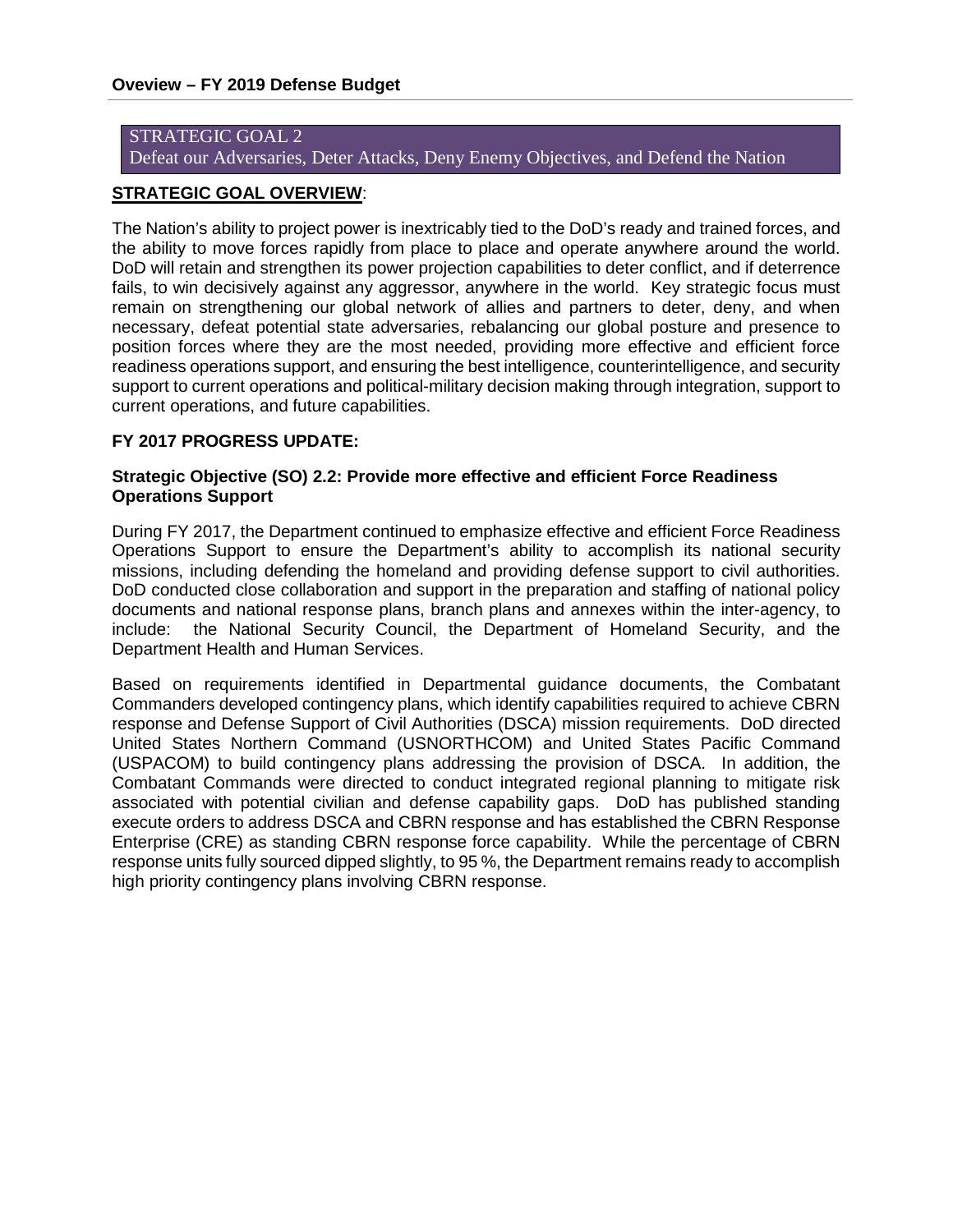## STRATEGIC GOAL 2
## Defeat our Adversaries, Deter Attacks, Deny Enemy Objectives, and Defend the Nation

**STRATEGIC GOAL OVERVIEW**:

The Nation's ability to project power is inextricably tied to the DoD's ready and trained forces, and the ability to move forces rapidly from place to place and operate anywhere around the world. DoD will retain and strengthen its power projection capabilities to deter conflict, and if deterrence fails, to win decisively against any aggressor, anywhere in the world. Key strategic focus must remain on strengthening our global network of allies and partners to deter, deny, and when necessary, defeat potential state adversaries, rebalancing our global posture and presence to position forces where they are the most needed, providing more effective and efficient force readiness operations support, and ensuring the best intelligence, counterintelligence, and security support to current operations and political-military decision making through integration, support to current operations, and future capabilities.

**FY 2017 PROGRESS UPDATE:**

**Strategic Objective (SO) 2.2: Provide more effective and efficient Force Readiness Operations Support**

During FY 2017, the Department continued to emphasize effective and efficient Force Readiness Operations Support to ensure the Department's ability to accomplish its national security missions, including defending the homeland and providing defense support to civil authorities. DoD conducted close collaboration and support in the preparation and staffing of national policy documents and national response plans, branch plans and annexes within the inter-agency, to include: the National Security Council, the Department of Homeland Security, and the Department Health and Human Services.

Based on requirements identified in Departmental guidance documents, the Combatant Commanders developed contingency plans, which identify capabilities required to achieve CBRN response and Defense Support of Civil Authorities (DSCA) mission requirements. DoD directed United States Northern Command (USNORTHCOM) and United States Pacific Command (USPACOM) to build contingency plans addressing the provision of DSCA. In addition, the Combatant Commands were directed to conduct integrated regional planning to mitigate risk associated with potential civilian and defense capability gaps. DoD has published standing execute orders to address DSCA and CBRN response and has established the CBRN Response Enterprise (CRE) as standing CBRN response force capability. While the percentage of CBRN response units fully sourced dipped slightly, to 95 %, the Department remains ready to accomplish high priority contingency plans involving CBRN response.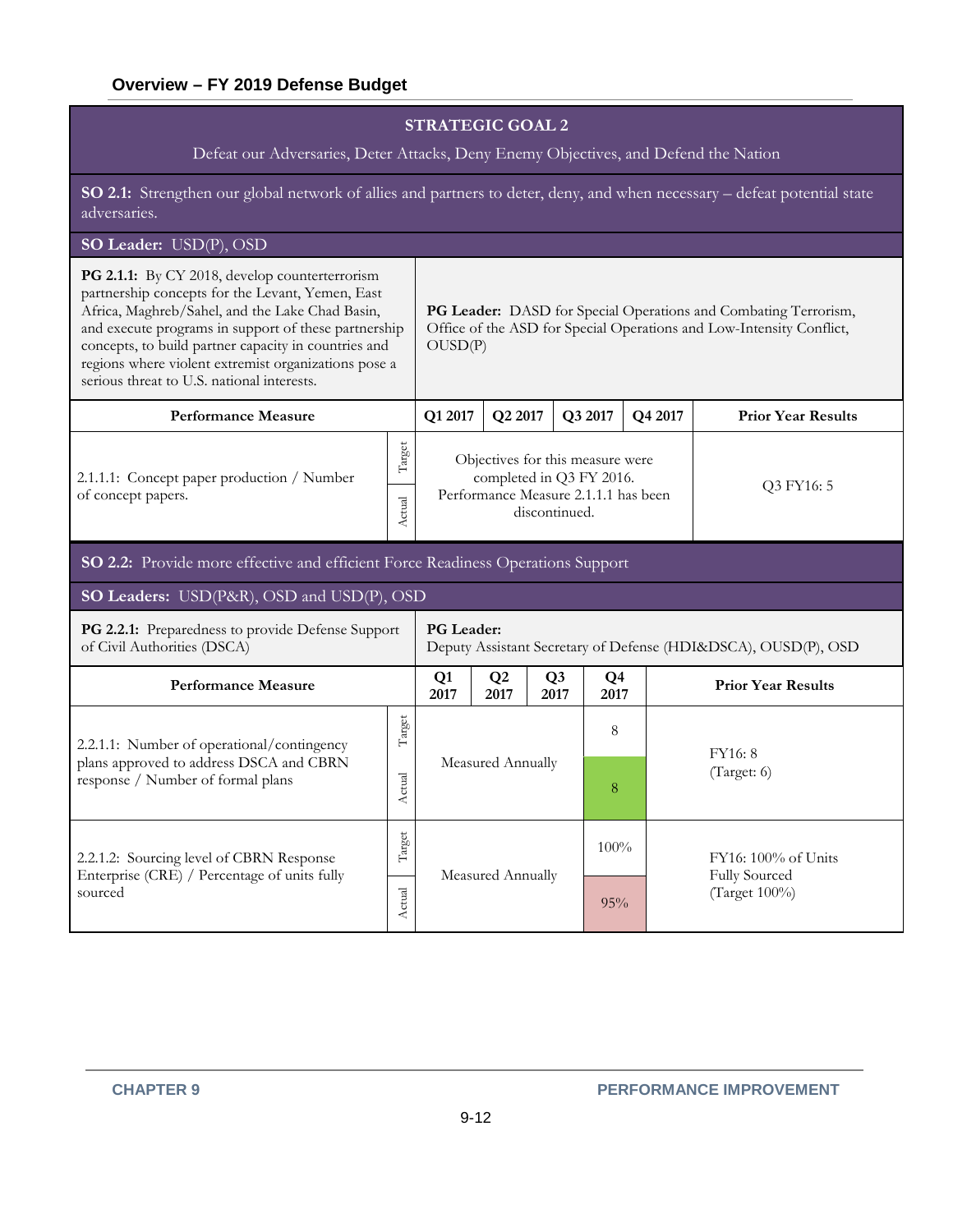| **STRATEGIC GOAL 2** | | | | | | |
|---|---|---|---|---|---|---|
| Defeat our Adversaries, Deter Attacks, Deny Enemy Objectives, and Defend the Nation | | | | | | |
| **SO 2.1:** Strengthen our global network of allies and partners to deter, deny, and when necessary – defeat potential state adversaries. | | | | | | |
| **SO Leader:** USD(P), OSD | | | | | | |
| **PG 2.1.1:** By CY 2018, develop counterterrorism partnership concepts for the Levant, Yemen, East Africa, Maghreb/Sahel, and the Lake Chad Basin, and execute programs in support of these partnership concepts, to build partner capacity in countries and regions where violent extremist organizations pose a serious threat to U.S. national interests. | | **PG Leader:** DASD for Special Operations and Combating Terrorism, Office of the ASD for Special Operations and Low-Intensity Conflict, OUSD(P) | | | | |
| **Performance Measure** | | **Q1 2017** | **Q2 2017** | **Q3 2017** | **Q4 2017** | **Prior Year Results** |
| 2.1.1.1: Concept paper production / Number of concept papers. | Target | Objectives for this measure were completed in Q3 FY 2016. Performance Measure 2.1.1.1 has been discontinued. | | | | Q3 FY16: 5 |
| | Actual | | | | | |

| **SO 2.2:** Provide more effective and efficient Force Readiness Operations Support | | | | | | |
|---|---|---|---|---|---|---|
| **SO Leaders:** USD(P&R), OSD and USD(P), OSD | | | | | | |
| **PG 2.2.1:** Preparedness to provide Defense Support of Civil Authorities (DSCA) | | **PG Leader:** Deputy Assistant Secretary of Defense (HDI&DSCA), OUSD(P), OSD | | | | |
| **Performance Measure** | | **Q1 2017** | **Q2 2017** | **Q3 2017** | **Q4 2017** | **Prior Year Results** |
| 2.2.1.1: Number of operational/contingency plans approved to address DSCA and CBRN response / Number of formal plans | Target | Measured Annually | | | 8 | FY16: 8 (Target: 6) |
| | Actual | | | | 8 | |
| 2.2.1.2: Sourcing level of CBRN Response Enterprise (CRE) / Percentage of units fully sourced | Target | Measured Annually | | | 100% | FY16: 100% of Units Fully Sourced (Target 100%) |
| | Actual | | | | 95% | |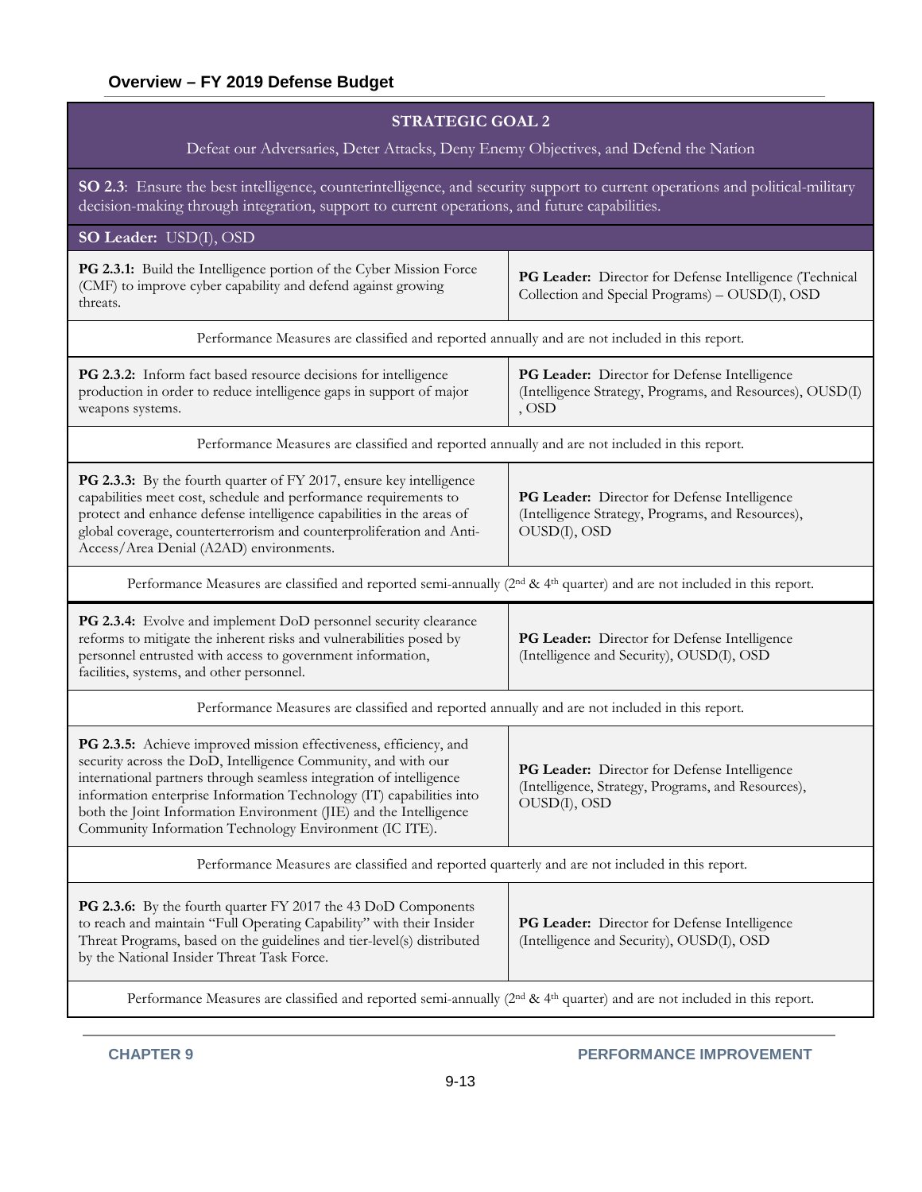| STRATEGIC GOAL 2 | |
|---|---|
| Defeat our Adversaries, Deter Attacks, Deny Enemy Objectives, and Defend the Nation | |
| **SO 2.3**: Ensure the best intelligence, counterintelligence, and security support to current operations and political-military decision-making through integration, support to current operations, and future capabilities. | |
| **SO Leader:** USD(I), OSD | |
| **PG 2.3.1:** Build the Intelligence portion of the Cyber Mission Force (CMF) to improve cyber capability and defend against growing threats. | **PG Leader:** Director for Defense Intelligence (Technical Collection and Special Programs) – OUSD(I), OSD |
| Performance Measures are classified and reported annually and are not included in this report. | |
| **PG 2.3.2:** Inform fact based resource decisions for intelligence production in order to reduce intelligence gaps in support of major weapons systems. | **PG Leader:** Director for Defense Intelligence (Intelligence Strategy, Programs, and Resources), OUSD(I) , OSD |
| Performance Measures are classified and reported annually and are not included in this report. | |
| **PG 2.3.3:** By the fourth quarter of FY 2017, ensure key intelligence capabilities meet cost, schedule and performance requirements to protect and enhance defense intelligence capabilities in the areas of global coverage, counterterrorism and counterproliferation and Anti-Access/Area Denial (A2AD) environments. | **PG Leader:** Director for Defense Intelligence (Intelligence Strategy, Programs, and Resources), OUSD(I), OSD |
| Performance Measures are classified and reported semi-annually (2nd & 4th quarter) and are not included in this report. | |
| **PG 2.3.4:** Evolve and implement DoD personnel security clearance reforms to mitigate the inherent risks and vulnerabilities posed by personnel entrusted with access to government information, facilities, systems, and other personnel. | **PG Leader:** Director for Defense Intelligence (Intelligence and Security), OUSD(I), OSD |
| Performance Measures are classified and reported annually and are not included in this report. | |
| **PG 2.3.5:** Achieve improved mission effectiveness, efficiency, and security across the DoD, Intelligence Community, and with our international partners through seamless integration of intelligence information enterprise Information Technology (IT) capabilities into both the Joint Information Environment (JIE) and the Intelligence Community Information Technology Environment (IC ITE). | **PG Leader:** Director for Defense Intelligence (Intelligence, Strategy, Programs, and Resources), OUSD(I), OSD |
| Performance Measures are classified and reported quarterly and are not included in this report. | |
| **PG 2.3.6:** By the fourth quarter FY 2017 the 43 DoD Components to reach and maintain "Full Operating Capability" with their Insider Threat Programs, based on the guidelines and tier-level(s) distributed by the National Insider Threat Task Force. | **PG Leader:** Director for Defense Intelligence (Intelligence and Security), OUSD(I), OSD |
| Performance Measures are classified and reported semi-annually (2nd & 4th quarter) and are not included in this report. | |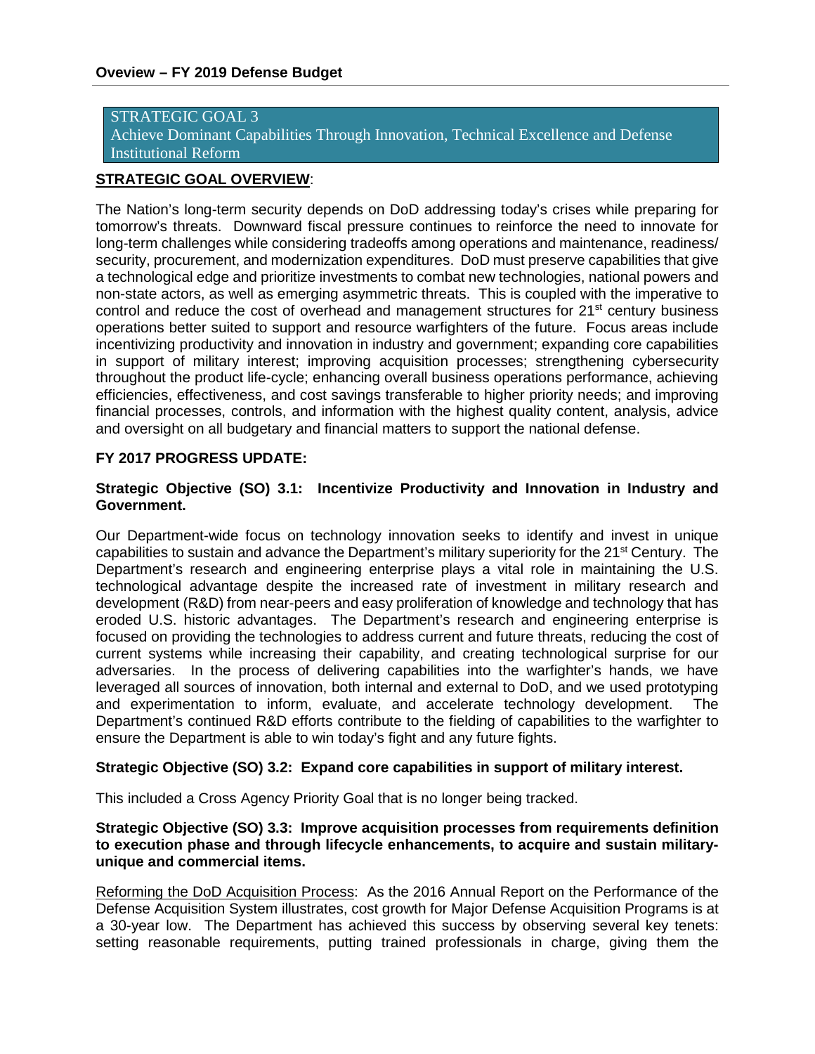## STRATEGIC GOAL 3
## Achieve Dominant Capabilities Through Innovation, Technical Excellence and Defense Institutional Reform

**STRATEGIC GOAL OVERVIEW**:

The Nation's long-term security depends on DoD addressing today's crises while preparing for tomorrow's threats. Downward fiscal pressure continues to reinforce the need to innovate for long-term challenges while considering tradeoffs among operations and maintenance, readiness/ security, procurement, and modernization expenditures. DoD must preserve capabilities that give a technological edge and prioritize investments to combat new technologies, national powers and non-state actors, as well as emerging asymmetric threats. This is coupled with the imperative to control and reduce the cost of overhead and management structures for 21st century business operations better suited to support and resource warfighters of the future. Focus areas include incentivizing productivity and innovation in industry and government; expanding core capabilities in support of military interest; improving acquisition processes; strengthening cybersecurity throughout the product life-cycle; enhancing overall business operations performance, achieving efficiencies, effectiveness, and cost savings transferable to higher priority needs; and improving financial processes, controls, and information with the highest quality content, analysis, advice and oversight on all budgetary and financial matters to support the national defense.

**FY 2017 PROGRESS UPDATE:**

**Strategic Objective (SO) 3.1: Incentivize Productivity and Innovation in Industry and Government.**

Our Department-wide focus on technology innovation seeks to identify and invest in unique capabilities to sustain and advance the Department's military superiority for the 21st Century. The Department's research and engineering enterprise plays a vital role in maintaining the U.S. technological advantage despite the increased rate of investment in military research and development (R&D) from near-peers and easy proliferation of knowledge and technology that has eroded U.S. historic advantages. The Department's research and engineering enterprise is focused on providing the technologies to address current and future threats, reducing the cost of current systems while increasing their capability, and creating technological surprise for our adversaries. In the process of delivering capabilities into the warfighter's hands, we have leveraged all sources of innovation, both internal and external to DoD, and we used prototyping and experimentation to inform, evaluate, and accelerate technology development. The Department's continued R&D efforts contribute to the fielding of capabilities to the warfighter to ensure the Department is able to win today's fight and any future fights.

**Strategic Objective (SO) 3.2: Expand core capabilities in support of military interest.**

This included a Cross Agency Priority Goal that is no longer being tracked.

**Strategic Objective (SO) 3.3: Improve acquisition processes from requirements definition to execution phase and through lifecycle enhancements, to acquire and sustain military-unique and commercial items.**

Reforming the DoD Acquisition Process: As the 2016 Annual Report on the Performance of the Defense Acquisition System illustrates, cost growth for Major Defense Acquisition Programs is at a 30-year low. The Department has achieved this success by observing several key tenets: setting reasonable requirements, putting trained professionals in charge, giving them the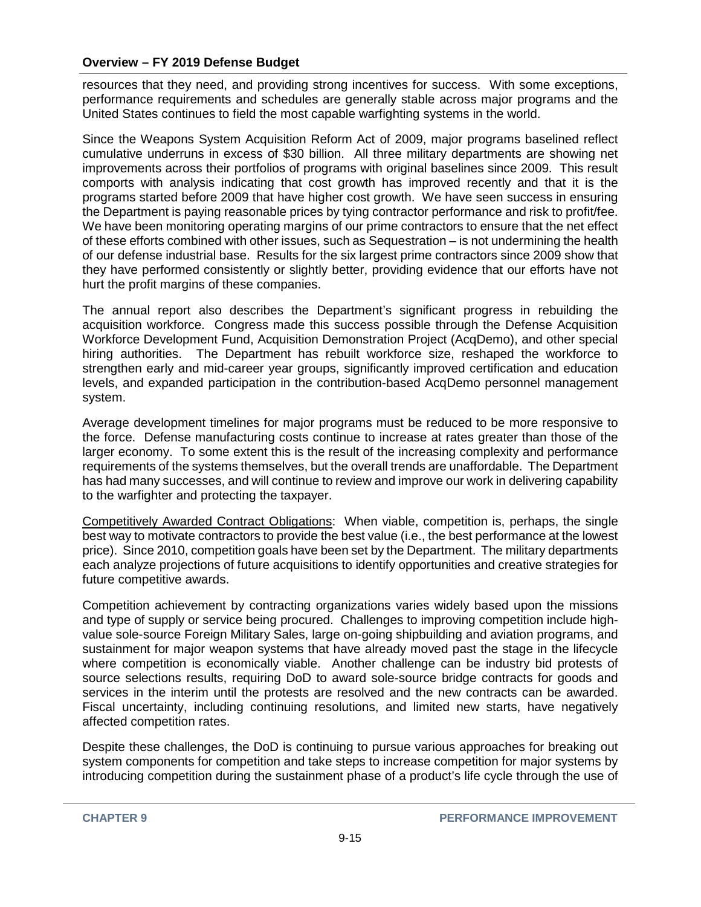resources that they need, and providing strong incentives for success. With some exceptions, performance requirements and schedules are generally stable across major programs and the United States continues to field the most capable warfighting systems in the world.

Since the Weapons System Acquisition Reform Act of 2009, major programs baselined reflect cumulative underruns in excess of $30 billion. All three military departments are showing net improvements across their portfolios of programs with original baselines since 2009. This result comports with analysis indicating that cost growth has improved recently and that it is the programs started before 2009 that have higher cost growth. We have seen success in ensuring the Department is paying reasonable prices by tying contractor performance and risk to profit/fee. We have been monitoring operating margins of our prime contractors to ensure that the net effect of these efforts combined with other issues, such as Sequestration – is not undermining the health of our defense industrial base. Results for the six largest prime contractors since 2009 show that they have performed consistently or slightly better, providing evidence that our efforts have not hurt the profit margins of these companies.

The annual report also describes the Department's significant progress in rebuilding the acquisition workforce. Congress made this success possible through the Defense Acquisition Workforce Development Fund, Acquisition Demonstration Project (AcqDemo), and other special hiring authorities. The Department has rebuilt workforce size, reshaped the workforce to strengthen early and mid-career year groups, significantly improved certification and education levels, and expanded participation in the contribution-based AcqDemo personnel management system.

Average development timelines for major programs must be reduced to be more responsive to the force. Defense manufacturing costs continue to increase at rates greater than those of the larger economy. To some extent this is the result of the increasing complexity and performance requirements of the systems themselves, but the overall trends are unaffordable. The Department has had many successes, and will continue to review and improve our work in delivering capability to the warfighter and protecting the taxpayer.

Competitively Awarded Contract Obligations: When viable, competition is, perhaps, the single best way to motivate contractors to provide the best value (i.e., the best performance at the lowest price). Since 2010, competition goals have been set by the Department. The military departments each analyze projections of future acquisitions to identify opportunities and creative strategies for future competitive awards.

Competition achievement by contracting organizations varies widely based upon the missions and type of supply or service being procured. Challenges to improving competition include high-value sole-source Foreign Military Sales, large on-going shipbuilding and aviation programs, and sustainment for major weapon systems that have already moved past the stage in the lifecycle where competition is economically viable. Another challenge can be industry bid protests of source selections results, requiring DoD to award sole-source bridge contracts for goods and services in the interim until the protests are resolved and the new contracts can be awarded. Fiscal uncertainty, including continuing resolutions, and limited new starts, have negatively affected competition rates.

Despite these challenges, the DoD is continuing to pursue various approaches for breaking out system components for competition and take steps to increase competition for major systems by introducing competition during the sustainment phase of a product's life cycle through the use of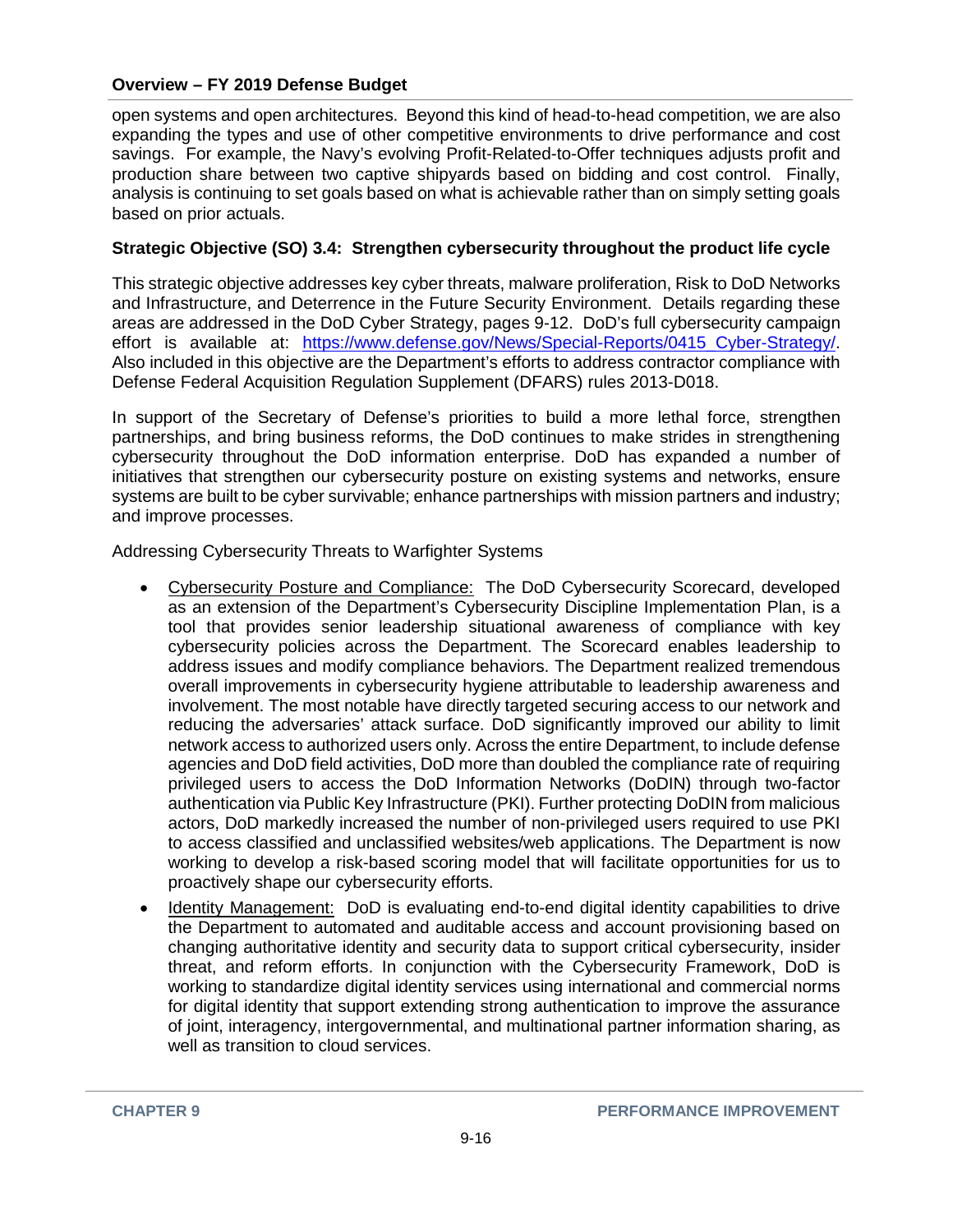open systems and open architectures. Beyond this kind of head-to-head competition, we are also expanding the types and use of other competitive environments to drive performance and cost savings. For example, the Navy's evolving Profit-Related-to-Offer techniques adjusts profit and production share between two captive shipyards based on bidding and cost control. Finally, analysis is continuing to set goals based on what is achievable rather than on simply setting goals based on prior actuals.

### Strategic Objective (SO) 3.4: Strengthen cybersecurity throughout the product life cycle

This strategic objective addresses key cyber threats, malware proliferation, Risk to DoD Networks and Infrastructure, and Deterrence in the Future Security Environment. Details regarding these areas are addressed in the DoD Cyber Strategy, pages 9-12. DoD's full cybersecurity campaign effort is available at: https://www.defense.gov/News/Special-Reports/0415_Cyber-Strategy/. Also included in this objective are the Department's efforts to address contractor compliance with Defense Federal Acquisition Regulation Supplement (DFARS) rules 2013-D018.

In support of the Secretary of Defense's priorities to build a more lethal force, strengthen partnerships, and bring business reforms, the DoD continues to make strides in strengthening cybersecurity throughout the DoD information enterprise. DoD has expanded a number of initiatives that strengthen our cybersecurity posture on existing systems and networks, ensure systems are built to be cyber survivable; enhance partnerships with mission partners and industry; and improve processes.

Addressing Cybersecurity Threats to Warfighter Systems

- Cybersecurity Posture and Compliance: The DoD Cybersecurity Scorecard, developed as an extension of the Department's Cybersecurity Discipline Implementation Plan, is a tool that provides senior leadership situational awareness of compliance with key cybersecurity policies across the Department. The Scorecard enables leadership to address issues and modify compliance behaviors. The Department realized tremendous overall improvements in cybersecurity hygiene attributable to leadership awareness and involvement. The most notable have directly targeted securing access to our network and reducing the adversaries' attack surface. DoD significantly improved our ability to limit network access to authorized users only. Across the entire Department, to include defense agencies and DoD field activities, DoD more than doubled the compliance rate of requiring privileged users to access the DoD Information Networks (DoDIN) through two-factor authentication via Public Key Infrastructure (PKI). Further protecting DoDIN from malicious actors, DoD markedly increased the number of non-privileged users required to use PKI to access classified and unclassified websites/web applications. The Department is now working to develop a risk-based scoring model that will facilitate opportunities for us to proactively shape our cybersecurity efforts.
- Identity Management: DoD is evaluating end-to-end digital identity capabilities to drive the Department to automated and auditable access and account provisioning based on changing authoritative identity and security data to support critical cybersecurity, insider threat, and reform efforts. In conjunction with the Cybersecurity Framework, DoD is working to standardize digital identity services using international and commercial norms for digital identity that support extending strong authentication to improve the assurance of joint, interagency, intergovernmental, and multinational partner information sharing, as well as transition to cloud services.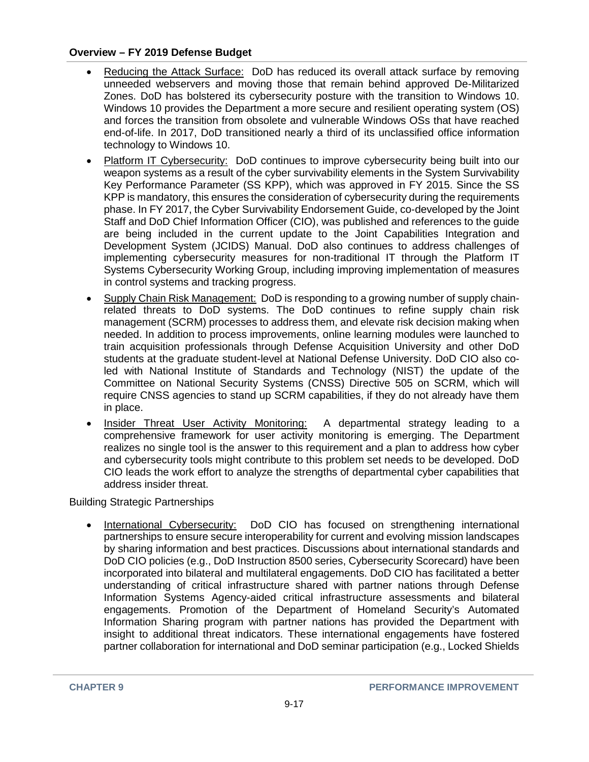- Reducing the Attack Surface: DoD has reduced its overall attack surface by removing unneeded webservers and moving those that remain behind approved De-Militarized Zones. DoD has bolstered its cybersecurity posture with the transition to Windows 10. Windows 10 provides the Department a more secure and resilient operating system (OS) and forces the transition from obsolete and vulnerable Windows OSs that have reached end-of-life. In 2017, DoD transitioned nearly a third of its unclassified office information technology to Windows 10.
- Platform IT Cybersecurity: DoD continues to improve cybersecurity being built into our weapon systems as a result of the cyber survivability elements in the System Survivability Key Performance Parameter (SS KPP), which was approved in FY 2015. Since the SS KPP is mandatory, this ensures the consideration of cybersecurity during the requirements phase. In FY 2017, the Cyber Survivability Endorsement Guide, co-developed by the Joint Staff and DoD Chief Information Officer (CIO), was published and references to the guide are being included in the current update to the Joint Capabilities Integration and Development System (JCIDS) Manual. DoD also continues to address challenges of implementing cybersecurity measures for non-traditional IT through the Platform IT Systems Cybersecurity Working Group, including improving implementation of measures in control systems and tracking progress.
- Supply Chain Risk Management: DoD is responding to a growing number of supply chain-related threats to DoD systems. The DoD continues to refine supply chain risk management (SCRM) processes to address them, and elevate risk decision making when needed. In addition to process improvements, online learning modules were launched to train acquisition professionals through Defense Acquisition University and other DoD students at the graduate student-level at National Defense University. DoD CIO also co-led with National Institute of Standards and Technology (NIST) the update of the Committee on National Security Systems (CNSS) Directive 505 on SCRM, which will require CNSS agencies to stand up SCRM capabilities, if they do not already have them in place.
- Insider Threat User Activity Monitoring: A departmental strategy leading to a comprehensive framework for user activity monitoring is emerging. The Department realizes no single tool is the answer to this requirement and a plan to address how cyber and cybersecurity tools might contribute to this problem set needs to be developed. DoD CIO leads the work effort to analyze the strengths of departmental cyber capabilities that address insider threat.

Building Strategic Partnerships

- International Cybersecurity: DoD CIO has focused on strengthening international partnerships to ensure secure interoperability for current and evolving mission landscapes by sharing information and best practices. Discussions about international standards and DoD CIO policies (e.g., DoD Instruction 8500 series, Cybersecurity Scorecard) have been incorporated into bilateral and multilateral engagements. DoD CIO has facilitated a better understanding of critical infrastructure shared with partner nations through Defense Information Systems Agency-aided critical infrastructure assessments and bilateral engagements. Promotion of the Department of Homeland Security's Automated Information Sharing program with partner nations has provided the Department with insight to additional threat indicators. These international engagements have fostered partner collaboration for international and DoD seminar participation (e.g., Locked Shields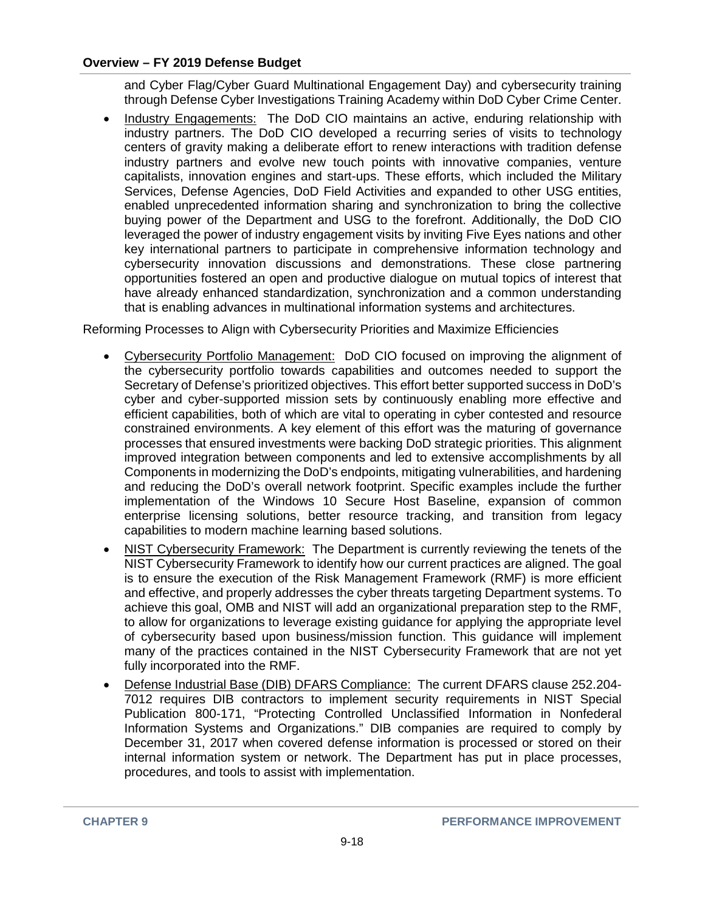and Cyber Flag/Cyber Guard Multinational Engagement Day) and cybersecurity training through Defense Cyber Investigations Training Academy within DoD Cyber Crime Center.

- Industry Engagements: The DoD CIO maintains an active, enduring relationship with industry partners. The DoD CIO developed a recurring series of visits to technology centers of gravity making a deliberate effort to renew interactions with tradition defense industry partners and evolve new touch points with innovative companies, venture capitalists, innovation engines and start-ups. These efforts, which included the Military Services, Defense Agencies, DoD Field Activities and expanded to other USG entities, enabled unprecedented information sharing and synchronization to bring the collective buying power of the Department and USG to the forefront. Additionally, the DoD CIO leveraged the power of industry engagement visits by inviting Five Eyes nations and other key international partners to participate in comprehensive information technology and cybersecurity innovation discussions and demonstrations. These close partnering opportunities fostered an open and productive dialogue on mutual topics of interest that have already enhanced standardization, synchronization and a common understanding that is enabling advances in multinational information systems and architectures.

Reforming Processes to Align with Cybersecurity Priorities and Maximize Efficiencies

- Cybersecurity Portfolio Management: DoD CIO focused on improving the alignment of the cybersecurity portfolio towards capabilities and outcomes needed to support the Secretary of Defense's prioritized objectives. This effort better supported success in DoD's cyber and cyber-supported mission sets by continuously enabling more effective and efficient capabilities, both of which are vital to operating in cyber contested and resource constrained environments. A key element of this effort was the maturing of governance processes that ensured investments were backing DoD strategic priorities. This alignment improved integration between components and led to extensive accomplishments by all Components in modernizing the DoD's endpoints, mitigating vulnerabilities, and hardening and reducing the DoD's overall network footprint. Specific examples include the further implementation of the Windows 10 Secure Host Baseline, expansion of common enterprise licensing solutions, better resource tracking, and transition from legacy capabilities to modern machine learning based solutions.
- NIST Cybersecurity Framework: The Department is currently reviewing the tenets of the NIST Cybersecurity Framework to identify how our current practices are aligned. The goal is to ensure the execution of the Risk Management Framework (RMF) is more efficient and effective, and properly addresses the cyber threats targeting Department systems. To achieve this goal, OMB and NIST will add an organizational preparation step to the RMF, to allow for organizations to leverage existing guidance for applying the appropriate level of cybersecurity based upon business/mission function. This guidance will implement many of the practices contained in the NIST Cybersecurity Framework that are not yet fully incorporated into the RMF.
- Defense Industrial Base (DIB) DFARS Compliance: The current DFARS clause 252.204-7012 requires DIB contractors to implement security requirements in NIST Special Publication 800-171, "Protecting Controlled Unclassified Information in Nonfederal Information Systems and Organizations." DIB companies are required to comply by December 31, 2017 when covered defense information is processed or stored on their internal information system or network. The Department has put in place processes, procedures, and tools to assist with implementation.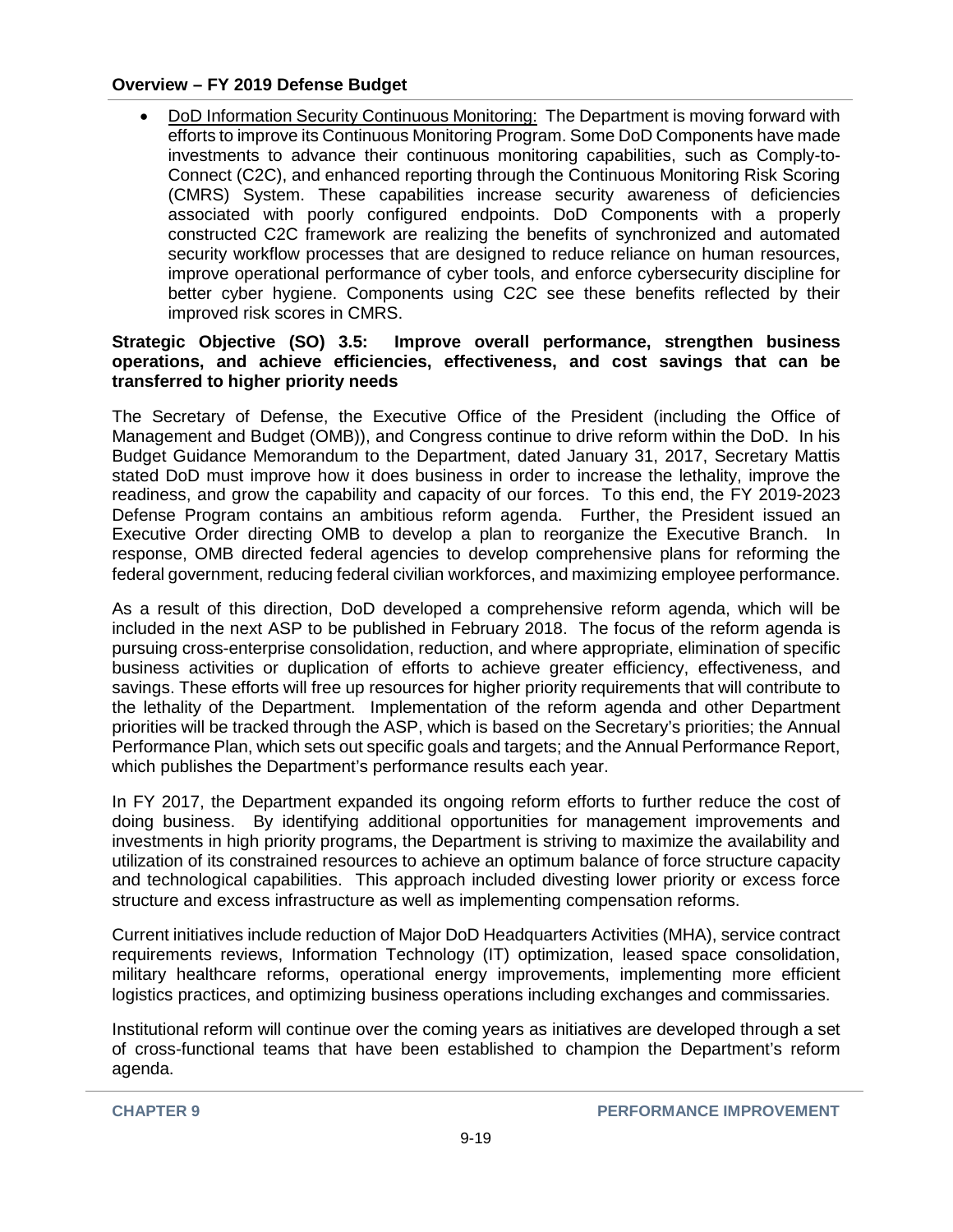- DoD Information Security Continuous Monitoring: The Department is moving forward with efforts to improve its Continuous Monitoring Program. Some DoD Components have made investments to advance their continuous monitoring capabilities, such as Comply-to-Connect (C2C), and enhanced reporting through the Continuous Monitoring Risk Scoring (CMRS) System. These capabilities increase security awareness of deficiencies associated with poorly configured endpoints. DoD Components with a properly constructed C2C framework are realizing the benefits of synchronized and automated security workflow processes that are designed to reduce reliance on human resources, improve operational performance of cyber tools, and enforce cybersecurity discipline for better cyber hygiene. Components using C2C see these benefits reflected by their improved risk scores in CMRS.

**Strategic Objective (SO) 3.5: Improve overall performance, strengthen business operations, and achieve efficiencies, effectiveness, and cost savings that can be transferred to higher priority needs**

The Secretary of Defense, the Executive Office of the President (including the Office of Management and Budget (OMB)), and Congress continue to drive reform within the DoD. In his Budget Guidance Memorandum to the Department, dated January 31, 2017, Secretary Mattis stated DoD must improve how it does business in order to increase the lethality, improve the readiness, and grow the capability and capacity of our forces. To this end, the FY 2019-2023 Defense Program contains an ambitious reform agenda. Further, the President issued an Executive Order directing OMB to develop a plan to reorganize the Executive Branch. In response, OMB directed federal agencies to develop comprehensive plans for reforming the federal government, reducing federal civilian workforces, and maximizing employee performance.

As a result of this direction, DoD developed a comprehensive reform agenda, which will be included in the next ASP to be published in February 2018. The focus of the reform agenda is pursuing cross-enterprise consolidation, reduction, and where appropriate, elimination of specific business activities or duplication of efforts to achieve greater efficiency, effectiveness, and savings. These efforts will free up resources for higher priority requirements that will contribute to the lethality of the Department. Implementation of the reform agenda and other Department priorities will be tracked through the ASP, which is based on the Secretary's priorities; the Annual Performance Plan, which sets out specific goals and targets; and the Annual Performance Report, which publishes the Department's performance results each year.

In FY 2017, the Department expanded its ongoing reform efforts to further reduce the cost of doing business. By identifying additional opportunities for management improvements and investments in high priority programs, the Department is striving to maximize the availability and utilization of its constrained resources to achieve an optimum balance of force structure capacity and technological capabilities. This approach included divesting lower priority or excess force structure and excess infrastructure as well as implementing compensation reforms.

Current initiatives include reduction of Major DoD Headquarters Activities (MHA), service contract requirements reviews, Information Technology (IT) optimization, leased space consolidation, military healthcare reforms, operational energy improvements, implementing more efficient logistics practices, and optimizing business operations including exchanges and commissaries.

Institutional reform will continue over the coming years as initiatives are developed through a set of cross-functional teams that have been established to champion the Department's reform agenda.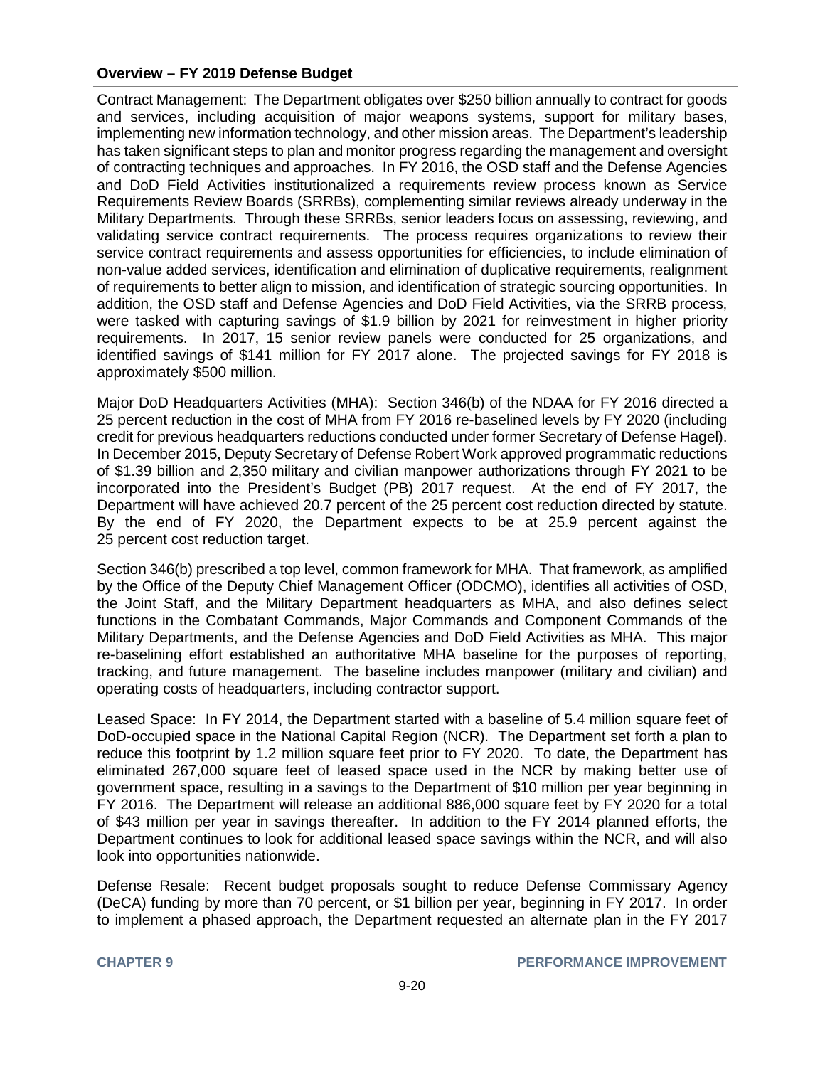Contract Management: The Department obligates over $250 billion annually to contract for goods and services, including acquisition of major weapons systems, support for military bases, implementing new information technology, and other mission areas. The Department's leadership has taken significant steps to plan and monitor progress regarding the management and oversight of contracting techniques and approaches. In FY 2016, the OSD staff and the Defense Agencies and DoD Field Activities institutionalized a requirements review process known as Service Requirements Review Boards (SRRBs), complementing similar reviews already underway in the Military Departments. Through these SRRBs, senior leaders focus on assessing, reviewing, and validating service contract requirements. The process requires organizations to review their service contract requirements and assess opportunities for efficiencies, to include elimination of non-value added services, identification and elimination of duplicative requirements, realignment of requirements to better align to mission, and identification of strategic sourcing opportunities. In addition, the OSD staff and Defense Agencies and DoD Field Activities, via the SRRB process, were tasked with capturing savings of $1.9 billion by 2021 for reinvestment in higher priority requirements. In 2017, 15 senior review panels were conducted for 25 organizations, and identified savings of $141 million for FY 2017 alone. The projected savings for FY 2018 is approximately $500 million.

Major DoD Headquarters Activities (MHA): Section 346(b) of the NDAA for FY 2016 directed a 25 percent reduction in the cost of MHA from FY 2016 re-baselined levels by FY 2020 (including credit for previous headquarters reductions conducted under former Secretary of Defense Hagel). In December 2015, Deputy Secretary of Defense Robert Work approved programmatic reductions of $1.39 billion and 2,350 military and civilian manpower authorizations through FY 2021 to be incorporated into the President's Budget (PB) 2017 request. At the end of FY 2017, the Department will have achieved 20.7 percent of the 25 percent cost reduction directed by statute. By the end of FY 2020, the Department expects to be at 25.9 percent against the 25 percent cost reduction target.

Section 346(b) prescribed a top level, common framework for MHA. That framework, as amplified by the Office of the Deputy Chief Management Officer (ODCMO), identifies all activities of OSD, the Joint Staff, and the Military Department headquarters as MHA, and also defines select functions in the Combatant Commands, Major Commands and Component Commands of the Military Departments, and the Defense Agencies and DoD Field Activities as MHA. This major re-baselining effort established an authoritative MHA baseline for the purposes of reporting, tracking, and future management. The baseline includes manpower (military and civilian) and operating costs of headquarters, including contractor support.

Leased Space: In FY 2014, the Department started with a baseline of 5.4 million square feet of DoD-occupied space in the National Capital Region (NCR). The Department set forth a plan to reduce this footprint by 1.2 million square feet prior to FY 2020. To date, the Department has eliminated 267,000 square feet of leased space used in the NCR by making better use of government space, resulting in a savings to the Department of $10 million per year beginning in FY 2016. The Department will release an additional 886,000 square feet by FY 2020 for a total of $43 million per year in savings thereafter. In addition to the FY 2014 planned efforts, the Department continues to look for additional leased space savings within the NCR, and will also look into opportunities nationwide.

Defense Resale: Recent budget proposals sought to reduce Defense Commissary Agency (DeCA) funding by more than 70 percent, or $1 billion per year, beginning in FY 2017. In order to implement a phased approach, the Department requested an alternate plan in the FY 2017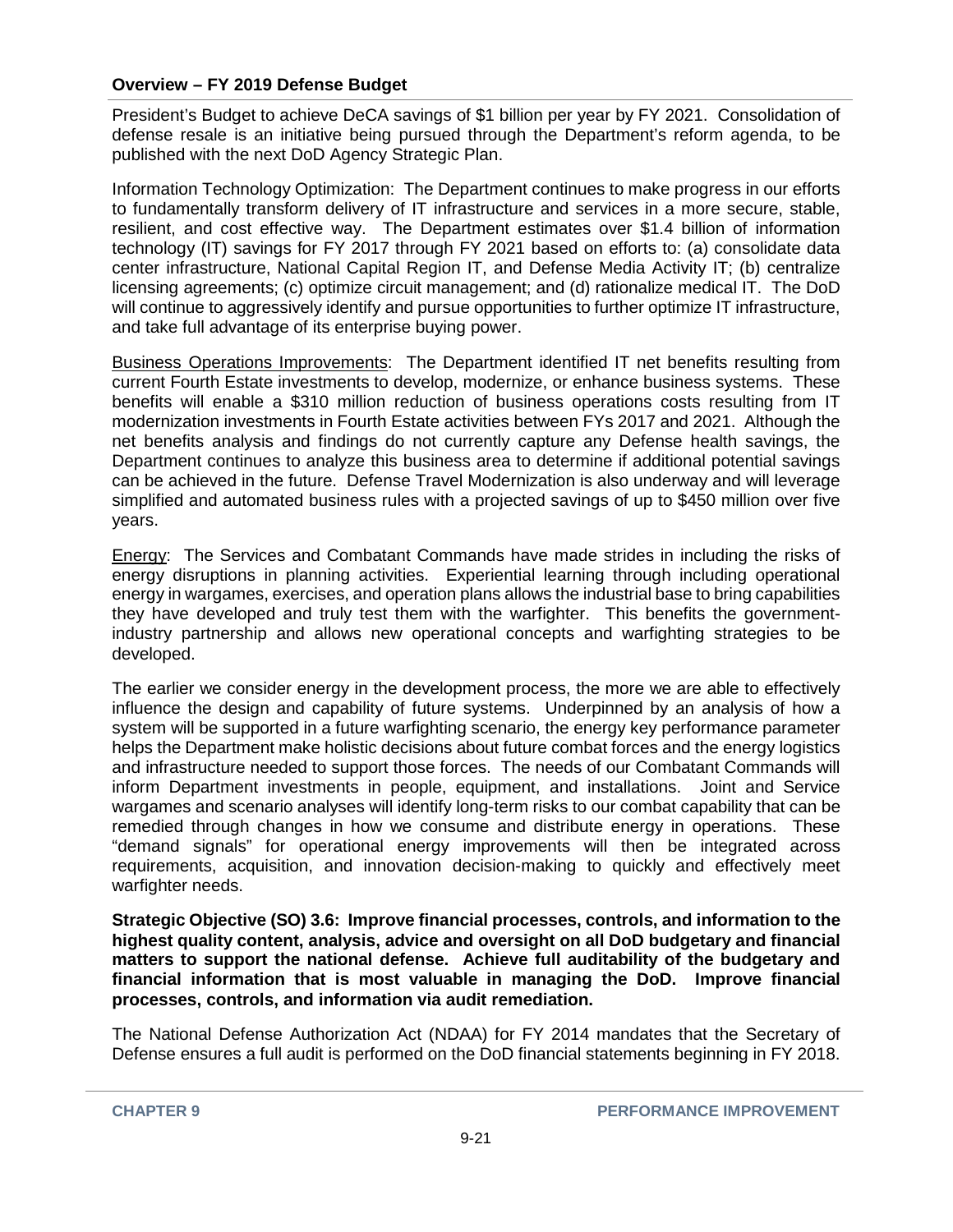President's Budget to achieve DeCA savings of $1 billion per year by FY 2021. Consolidation of defense resale is an initiative being pursued through the Department's reform agenda, to be published with the next DoD Agency Strategic Plan.

Information Technology Optimization: The Department continues to make progress in our efforts to fundamentally transform delivery of IT infrastructure and services in a more secure, stable, resilient, and cost effective way. The Department estimates over $1.4 billion of information technology (IT) savings for FY 2017 through FY 2021 based on efforts to: (a) consolidate data center infrastructure, National Capital Region IT, and Defense Media Activity IT; (b) centralize licensing agreements; (c) optimize circuit management; and (d) rationalize medical IT. The DoD will continue to aggressively identify and pursue opportunities to further optimize IT infrastructure, and take full advantage of its enterprise buying power.

<u>Business Operations Improvements</u>: The Department identified IT net benefits resulting from current Fourth Estate investments to develop, modernize, or enhance business systems. These benefits will enable a $310 million reduction of business operations costs resulting from IT modernization investments in Fourth Estate activities between FYs 2017 and 2021. Although the net benefits analysis and findings do not currently capture any Defense health savings, the Department continues to analyze this business area to determine if additional potential savings can be achieved in the future. Defense Travel Modernization is also underway and will leverage simplified and automated business rules with a projected savings of up to $450 million over five years.

<u>Energy</u>: The Services and Combatant Commands have made strides in including the risks of energy disruptions in planning activities. Experiential learning through including operational energy in wargames, exercises, and operation plans allows the industrial base to bring capabilities they have developed and truly test them with the warfighter. This benefits the government-industry partnership and allows new operational concepts and warfighting strategies to be developed.

The earlier we consider energy in the development process, the more we are able to effectively influence the design and capability of future systems. Underpinned by an analysis of how a system will be supported in a future warfighting scenario, the energy key performance parameter helps the Department make holistic decisions about future combat forces and the energy logistics and infrastructure needed to support those forces. The needs of our Combatant Commands will inform Department investments in people, equipment, and installations. Joint and Service wargames and scenario analyses will identify long-term risks to our combat capability that can be remedied through changes in how we consume and distribute energy in operations. These "demand signals" for operational energy improvements will then be integrated across requirements, acquisition, and innovation decision-making to quickly and effectively meet warfighter needs.

**Strategic Objective (SO) 3.6: Improve financial processes, controls, and information to the highest quality content, analysis, advice and oversight on all DoD budgetary and financial matters to support the national defense. Achieve full auditability of the budgetary and financial information that is most valuable in managing the DoD. Improve financial processes, controls, and information via audit remediation.**

The National Defense Authorization Act (NDAA) for FY 2014 mandates that the Secretary of Defense ensures a full audit is performed on the DoD financial statements beginning in FY 2018.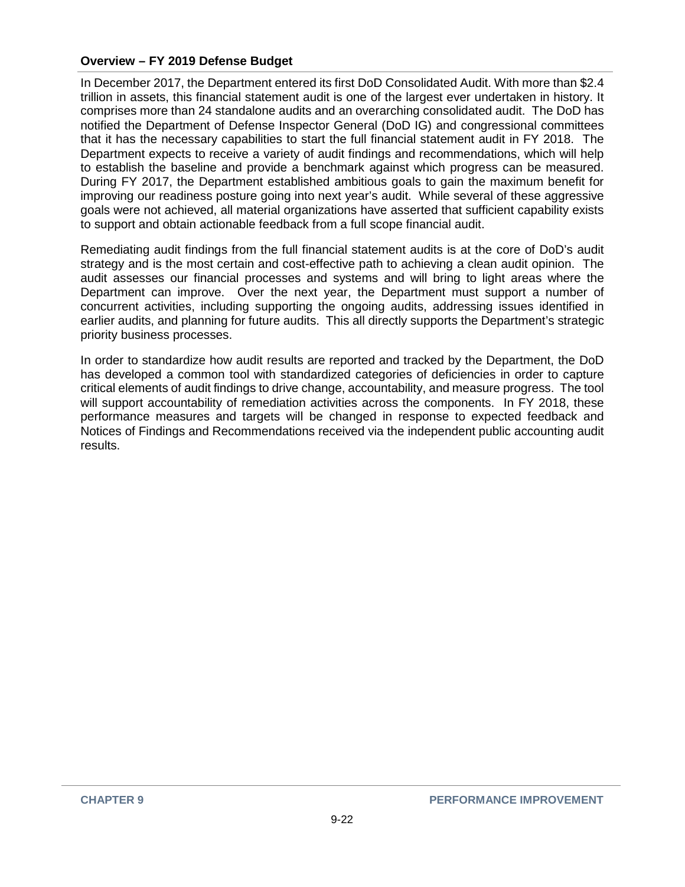**Overview – FY 2019 Defense Budget**

In December 2017, the Department entered its first DoD Consolidated Audit. With more than $2.4 trillion in assets, this financial statement audit is one of the largest ever undertaken in history. It comprises more than 24 standalone audits and an overarching consolidated audit. The DoD has notified the Department of Defense Inspector General (DoD IG) and congressional committees that it has the necessary capabilities to start the full financial statement audit in FY 2018. The Department expects to receive a variety of audit findings and recommendations, which will help to establish the baseline and provide a benchmark against which progress can be measured. During FY 2017, the Department established ambitious goals to gain the maximum benefit for improving our readiness posture going into next year's audit. While several of these aggressive goals were not achieved, all material organizations have asserted that sufficient capability exists to support and obtain actionable feedback from a full scope financial audit.

Remediating audit findings from the full financial statement audits is at the core of DoD's audit strategy and is the most certain and cost-effective path to achieving a clean audit opinion. The audit assesses our financial processes and systems and will bring to light areas where the Department can improve. Over the next year, the Department must support a number of concurrent activities, including supporting the ongoing audits, addressing issues identified in earlier audits, and planning for future audits. This all directly supports the Department's strategic priority business processes.

In order to standardize how audit results are reported and tracked by the Department, the DoD has developed a common tool with standardized categories of deficiencies in order to capture critical elements of audit findings to drive change, accountability, and measure progress. The tool will support accountability of remediation activities across the components. In FY 2018, these performance measures and targets will be changed in response to expected feedback and Notices of Findings and Recommendations received via the independent public accounting audit results.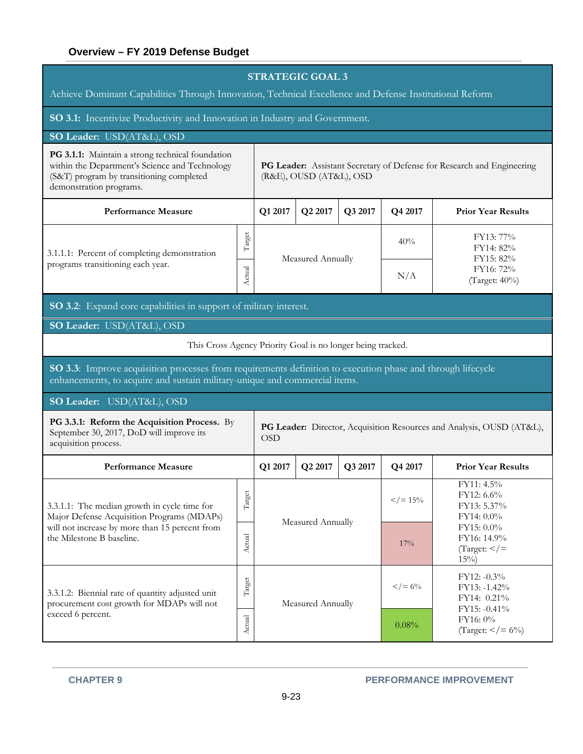## STRATEGIC GOAL 3

Achieve Dominant Capabilities Through Innovation, Technical Excellence and Defense Institutional Reform

**SO 3.1:** Incentivize Productivity and Innovation in Industry and Government.

**SO Leader:** USD(AT&L), OSD

**PG 3.1.1:** Maintain a strong technical foundation within the Department's Science and Technology (S&T) program by transitioning completed demonstration programs.

**PG Leader:** Assistant Secretary of Defense for Research and Engineering (R&E), OUSD (AT&L), OSD

| Performance Measure | | Q1 2017 | Q2 2017 | Q3 2017 | Q4 2017 | Prior Year Results |
|---|---|---|---|---|---|---|
| 3.1.1.1: Percent of completing demonstration programs transitioning each year. | Target | Measured Annually | | | 40% | FY13: 77%<br>FY14: 82%<br>FY15: 82%<br>FY16: 72%<br>(Target: 40%) |
| | Actual | | | | N/A | |

**SO 3.2**: Expand core capabilities in support of military interest.

**SO Leader:** USD(AT&L), OSD

This Cross Agency Priority Goal is no longer being tracked.

**SO 3.3**: Improve acquisition processes from requirements definition to execution phase and through lifecycle enhancements, to acquire and sustain military-unique and commercial items.

**SO Leader:** USD(AT&L), OSD

**PG 3.3.1: Reform the Acquisition Process.** By September 30, 2017, DoD will improve its acquisition process.

**PG Leader:** Director, Acquisition Resources and Analysis, OUSD (AT&L), OSD

| Performance Measure | | Q1 2017 | Q2 2017 | Q3 2017 | Q4 2017 | Prior Year Results |
|---|---|---|---|---|---|---|
| 3.3.1.1: The median growth in cycle time for Major Defense Acquisition Programs (MDAPs) will not increase by more than 15 percent from the Milestone B baseline. | Target | Measured Annually | | | </= 15% | FY11: 4.5%<br>FY12: 6.6%<br>FY13: 5.37%<br>FY14: 0.0%<br>FY15: 0.0%<br>FY16: 14.9%<br>(Target: </= 15%) |
| | Actual | | | | 17% | |
| 3.3.1.2: Biennial rate of quantity adjusted unit procurement cost growth for MDAPs will not exceed 6 percent. | Target | Measured Annually | | | </= 6% | FY12: -0.3%<br>FY13: -1.42%<br>FY14: 0.21%<br>FY15: -0.41%<br>FY16: 0%<br>(Target: </= 6%) |
| | Actual | | | | 0.08% | |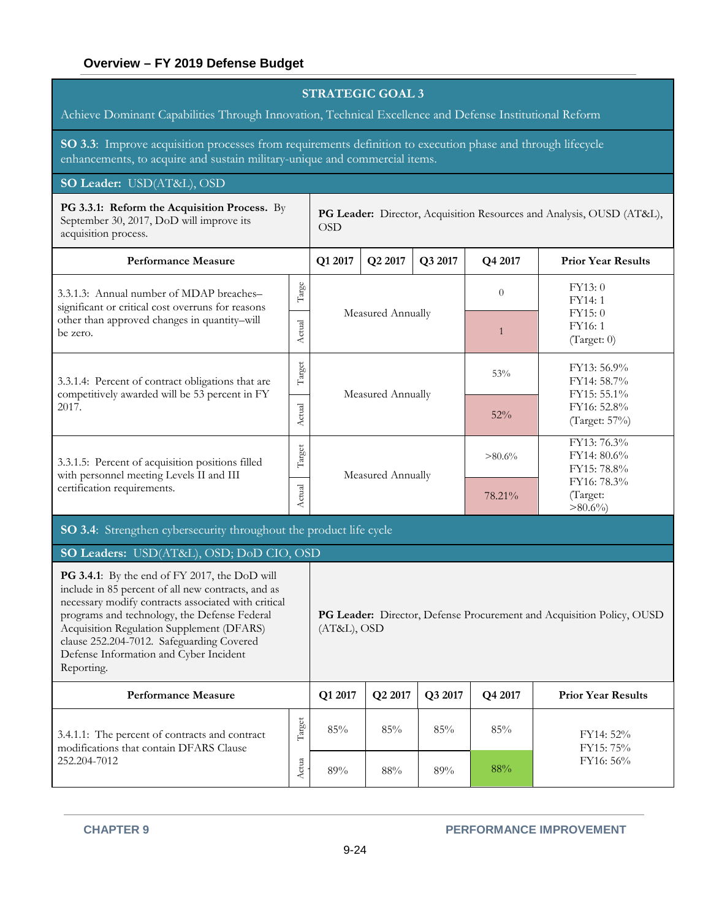**STRATEGIC GOAL 3**

Achieve Dominant Capabilities Through Innovation, Technical Excellence and Defense Institutional Reform

**SO 3.3**: Improve acquisition processes from requirements definition to execution phase and through lifecycle enhancements, to acquire and sustain military-unique and commercial items.

**SO Leader:** USD(AT&L), OSD

**PG 3.3.1: Reform the Acquisition Process.** By September 30, 2017, DoD will improve its acquisition process.

**PG Leader:** Director, Acquisition Resources and Analysis, OUSD (AT&L), OSD

| Performance Measure | | Q1 2017 | Q2 2017 | Q3 2017 | Q4 2017 | Prior Year Results |
|---|---|---|---|---|---|---|
| 3.3.1.3: Annual number of MDAP breaches–significant or critical cost overruns for reasons other than approved changes in quantity–will be zero. | Target | Measured Annually | | | 0 | FY13: 0<br>FY14: 1<br>FY15: 0<br>FY16: 1<br>(Target: 0) |
| | Actual | | | | 1 | |
| 3.3.1.4: Percent of contract obligations that are competitively awarded will be 53 percent in FY 2017. | Target | Measured Annually | | | 53% | FY13: 56.9%<br>FY14: 58.7%<br>FY15: 55.1%<br>FY16: 52.8%<br>(Target: 57%) |
| | Actual | | | | 52% | |
| 3.3.1.5: Percent of acquisition positions filled with personnel meeting Levels II and III certification requirements. | Target | Measured Annually | | | >80.6% | FY13: 76.3%<br>FY14: 80.6%<br>FY15: 78.8%<br>FY16: 78.3%<br>(Target: >80.6%) |
| | Actual | | | | 78.21% | |

**SO 3.4**: Strengthen cybersecurity throughout the product life cycle

**SO Leaders:** USD(AT&L), OSD; DoD CIO, OSD

**PG 3.4.1**: By the end of FY 2017, the DoD will include in 85 percent of all new contracts, and as necessary modify contracts associated with critical programs and technology, the Defense Federal Acquisition Regulation Supplement (DFARS) clause 252.204-7012. Safeguarding Covered Defense Information and Cyber Incident Reporting.

**PG Leader:** Director, Defense Procurement and Acquisition Policy, OUSD (AT&L), OSD

| Performance Measure | | Q1 2017 | Q2 2017 | Q3 2017 | Q4 2017 | Prior Year Results |
|---|---|---|---|---|---|---|
| 3.4.1.1: The percent of contracts and contract modifications that contain DFARS Clause 252.204-7012 | Target | 85% | 85% | 85% | 85% | FY14: 52%<br>FY15: 75%<br>FY16: 56% |
| | Actual | 89% | 88% | 89% | 88% | |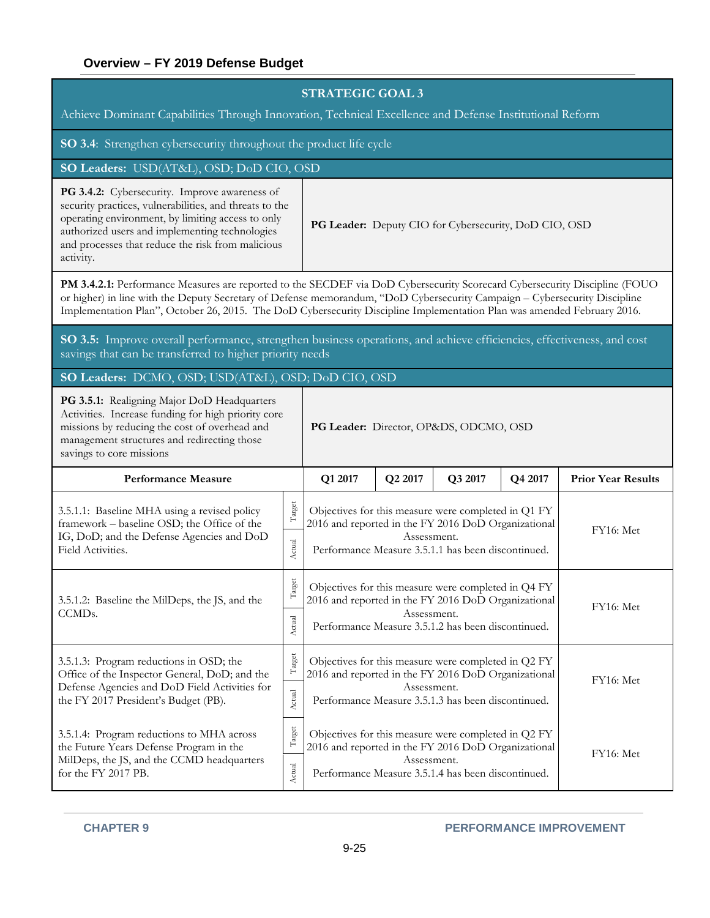**STRATEGIC GOAL 3**

Achieve Dominant Capabilities Through Innovation, Technical Excellence and Defense Institutional Reform

**SO 3.4**: Strengthen cybersecurity throughout the product life cycle

**SO Leaders:** USD(AT&L), OSD; DoD CIO, OSD

**PG 3.4.2:** Cybersecurity. Improve awareness of security practices, vulnerabilities, and threats to the operating environment, by limiting access to only authorized users and implementing technologies and processes that reduce the risk from malicious activity.

**PG Leader:** Deputy CIO for Cybersecurity, DoD CIO, OSD

**PM 3.4.2.1:** Performance Measures are reported to the SECDEF via DoD Cybersecurity Scorecard Cybersecurity Discipline (FOUO or higher) in line with the Deputy Secretary of Defense memorandum, "DoD Cybersecurity Campaign – Cybersecurity Discipline Implementation Plan", October 26, 2015. The DoD Cybersecurity Discipline Implementation Plan was amended February 2016.

**SO 3.5:** Improve overall performance, strengthen business operations, and achieve efficiencies, effectiveness, and cost savings that can be transferred to higher priority needs

**SO Leaders:** DCMO, OSD; USD(AT&L), OSD; DoD CIO, OSD

**PG 3.5.1:** Realigning Major DoD Headquarters Activities. Increase funding for high priority core missions by reducing the cost of overhead and management structures and redirecting those savings to core missions

**PG Leader:** Director, OP&DS, ODCMO, OSD

| Performance Measure | | Q1 2017 | Q2 2017 | Q3 2017 | Q4 2017 | Prior Year Results |
|---|---|---|---|---|---|---|
| 3.5.1.1: Baseline MHA using a revised policy framework – baseline OSD; the Office of the IG, DoD; and the Defense Agencies and DoD Field Activities. | Target / Actual | Objectives for this measure were completed in Q1 FY 2016 and reported in the FY 2016 DoD Organizational Assessment. Performance Measure 3.5.1.1 has been discontinued. | | | | FY16: Met |
| 3.5.1.2: Baseline the MilDeps, the JS, and the CCMDs. | Target / Actual | Objectives for this measure were completed in Q4 FY 2016 and reported in the FY 2016 DoD Organizational Assessment. Performance Measure 3.5.1.2 has been discontinued. | | | | FY16: Met |
| 3.5.1.3: Program reductions in OSD; the Office of the Inspector General, DoD; and the Defense Agencies and DoD Field Activities for the FY 2017 President's Budget (PB). | Target / Actual | Objectives for this measure were completed in Q2 FY 2016 and reported in the FY 2016 DoD Organizational Assessment. Performance Measure 3.5.1.3 has been discontinued. | | | | FY16: Met |
| 3.5.1.4: Program reductions to MHA across the Future Years Defense Program in the MilDeps, the JS, and the CCMD headquarters for the FY 2017 PB. | Target / Actual | Objectives for this measure were completed in Q2 FY 2016 and reported in the FY 2016 DoD Organizational Assessment. Performance Measure 3.5.1.4 has been discontinued. | | | | FY16: Met |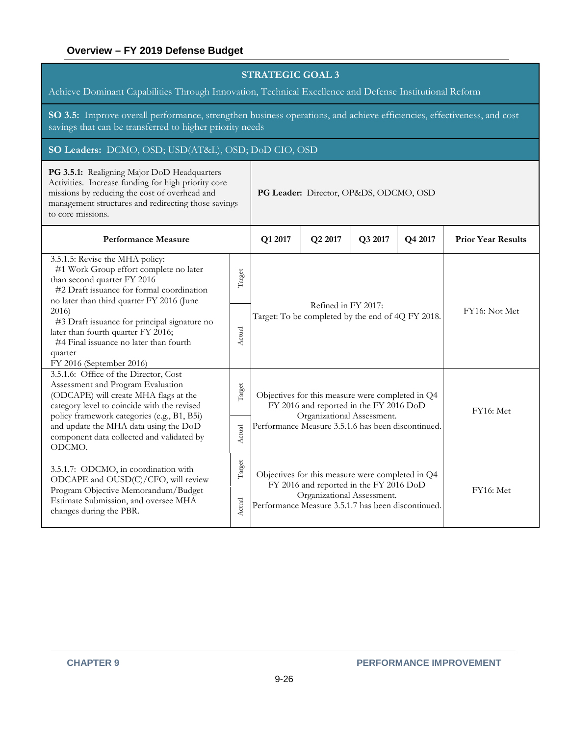**STRATEGIC GOAL 3**

Achieve Dominant Capabilities Through Innovation, Technical Excellence and Defense Institutional Reform

**SO 3.5:** Improve overall performance, strengthen business operations, and achieve efficiencies, effectiveness, and cost savings that can be transferred to higher priority needs

**SO Leaders:** DCMO, OSD; USD(AT&L), OSD; DoD CIO, OSD

**PG 3.5.1:** Realigning Major DoD Headquarters Activities. Increase funding for high priority core missions by reducing the cost of overhead and management structures and redirecting those savings to core missions.

**PG Leader:** Director, OP&DS, ODCMO, OSD

| Performance Measure | | Q1 2017 | Q2 2017 | Q3 2017 | Q4 2017 | Prior Year Results |
|---|---|---|---|---|---|---|
| 3.5.1.5: Revise the MHA policy: #1 Work Group effort complete no later than second quarter FY 2016 #2 Draft issuance for formal coordination no later than third quarter FY 2016 (June 2016) #3 Draft issuance for principal signature no later than fourth quarter FY 2016; #4 Final issuance no later than fourth quarter FY 2016 (September 2016) | Target | Refined in FY 2017: Target: To be completed by the end of 4Q FY 2018. | | | | FY16: Not Met |
| | Actual | | | | | |
| 3.5.1.6: Office of the Director, Cost Assessment and Program Evaluation (ODCAPE) will create MHA flags at the category level to coincide with the revised policy framework categories (e.g., B1, B5i) and update the MHA data using the DoD component data collected and validated by ODCMO. | Target | Objectives for this measure were completed in Q4 FY 2016 and reported in the FY 2016 DoD Organizational Assessment. Performance Measure 3.5.1.6 has been discontinued. | | | | FY16: Met |
| | Actual | | | | | |
| 3.5.1.7: ODCMO, in coordination with ODCAPE and OUSD(C)/CFO, will review Program Objective Memorandum/Budget Estimate Submission, and oversee MHA changes during the PBR. | Target | Objectives for this measure were completed in Q4 FY 2016 and reported in the FY 2016 DoD Organizational Assessment. Performance Measure 3.5.1.7 has been discontinued. | | | | FY16: Met |
| | Actual | | | | | |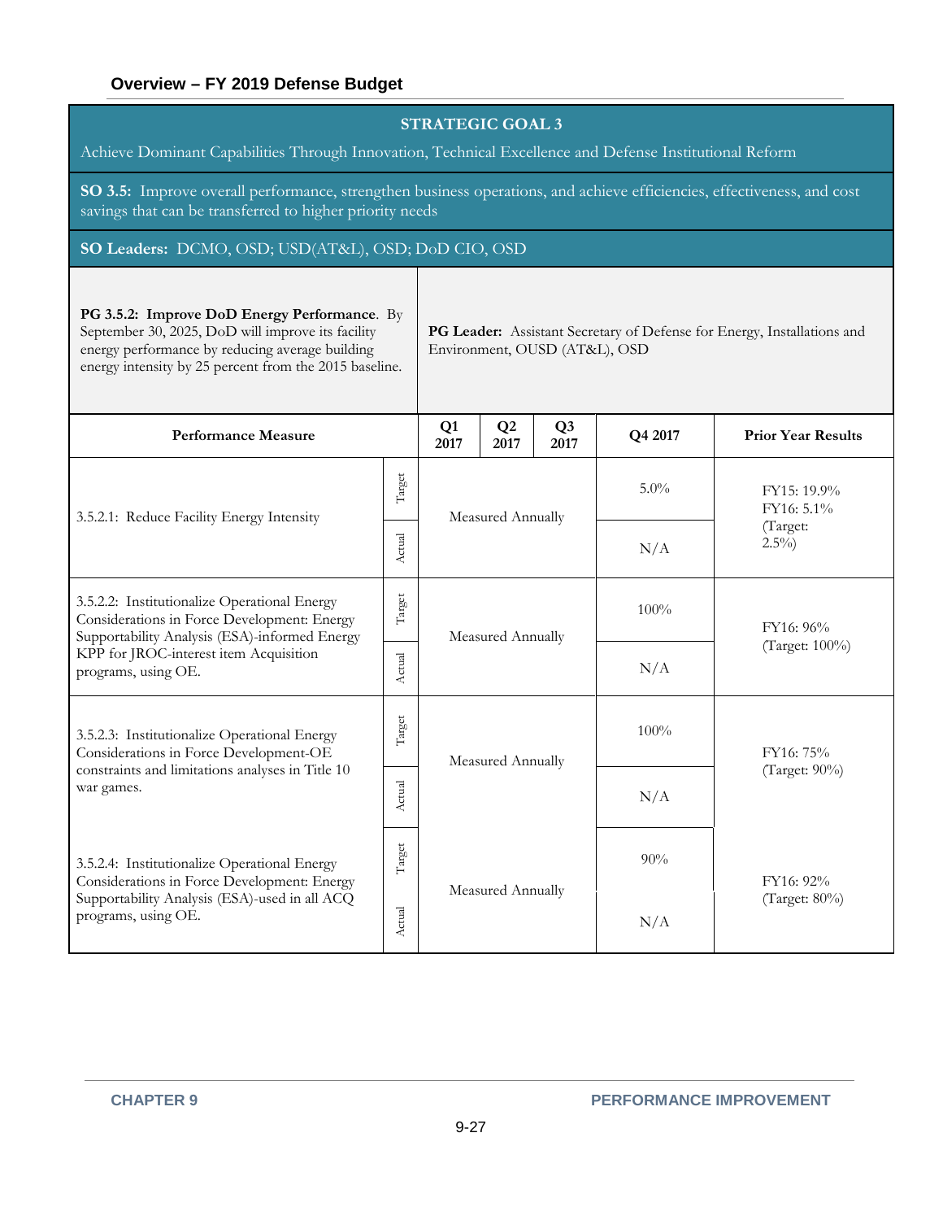| **STRATEGIC GOAL 3** | | | | | | |
|---|---|---|---|---|---|---|
| Achieve Dominant Capabilities Through Innovation, Technical Excellence and Defense Institutional Reform | | | | | | |
| **SO 3.5:** Improve overall performance, strengthen business operations, and achieve efficiencies, effectiveness, and cost savings that can be transferred to higher priority needs | | | | | | |
| **SO Leaders:** DCMO, OSD; USD(AT&L), OSD; DoD CIO, OSD | | | | | | |
| **PG 3.5.2: Improve DoD Energy Performance**. By September 30, 2025, DoD will improve its facility energy performance by reducing average building energy intensity by 25 percent from the 2015 baseline. | | **PG Leader:** Assistant Secretary of Defense for Energy, Installations and Environment, OUSD (AT&L), OSD | | | | |
| **Performance Measure** | | **Q1 2017** | **Q2 2017** | **Q3 2017** | **Q4 2017** | **Prior Year Results** |
| 3.5.2.1: Reduce Facility Energy Intensity | Target | Measured Annually | | | 5.0% | FY15: 19.9% FY16: 5.1% (Target: 2.5%) |
| | Actual | | | | N/A | |
| 3.5.2.2: Institutionalize Operational Energy Considerations in Force Development: Energy Supportability Analysis (ESA)-informed Energy KPP for JROC-interest item Acquisition programs, using OE. | Target | Measured Annually | | | 100% | FY16: 96% (Target: 100%) |
| | Actual | | | | N/A | |
| 3.5.2.3: Institutionalize Operational Energy Considerations in Force Development-OE constraints and limitations analyses in Title 10 war games. | Target | Measured Annually | | | 100% | FY16: 75% (Target: 90%) |
| | Actual | | | | N/A | |
| 3.5.2.4: Institutionalize Operational Energy Considerations in Force Development: Energy Supportability Analysis (ESA)-used in all ACQ programs, using OE. | Target | Measured Annually | | | 90% | FY16: 92% (Target: 80%) |
| | Actual | | | | N/A | |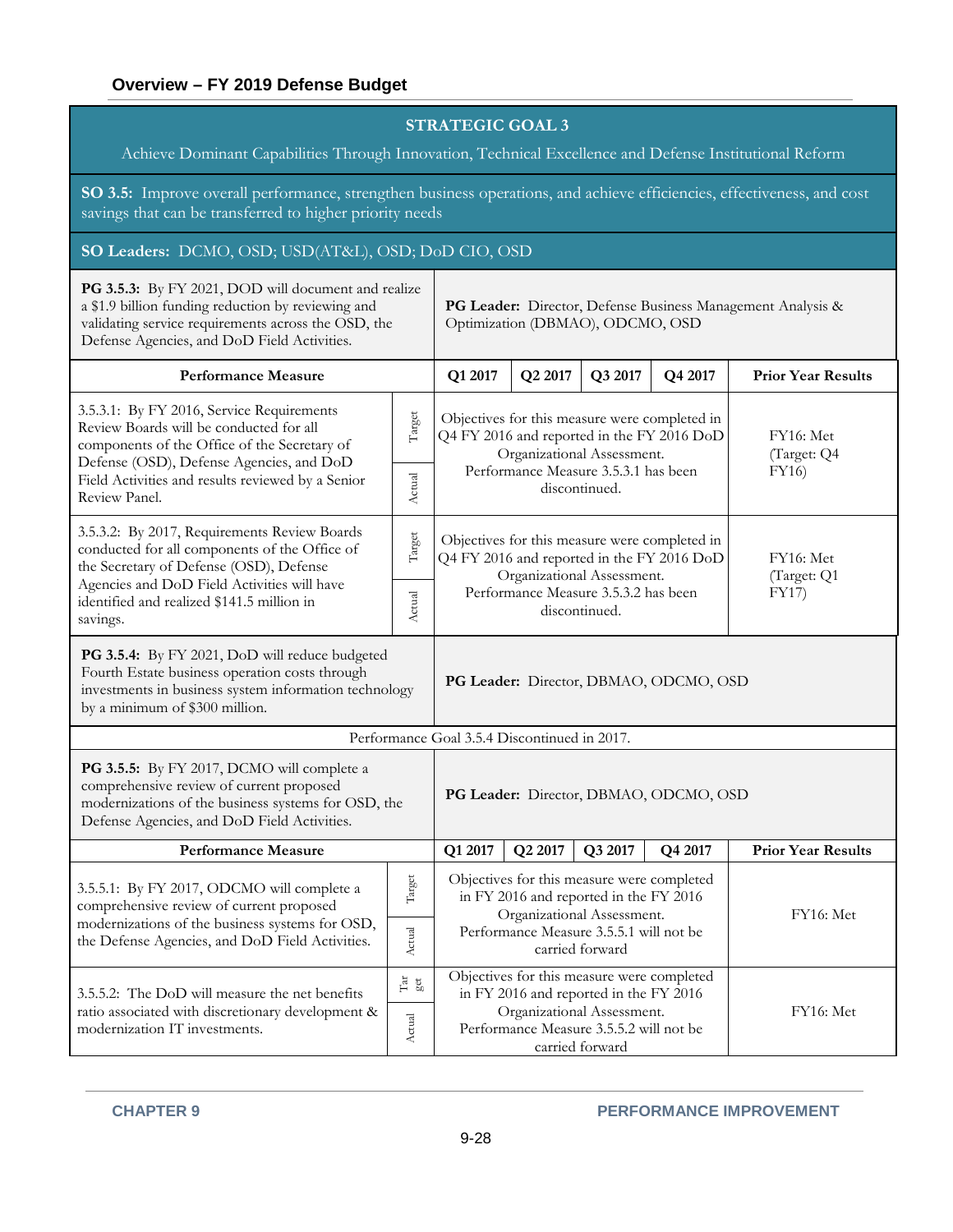**STRATEGIC GOAL 3**

Achieve Dominant Capabilities Through Innovation, Technical Excellence and Defense Institutional Reform

**SO 3.5:** Improve overall performance, strengthen business operations, and achieve efficiencies, effectiveness, and cost savings that can be transferred to higher priority needs

**SO Leaders:** DCMO, OSD; USD(AT&L), OSD; DoD CIO, OSD

**PG 3.5.3:** By FY 2021, DOD will document and realize a $1.9 billion funding reduction by reviewing and validating service requirements across the OSD, the Defense Agencies, and DoD Field Activities.

**PG Leader:** Director, Defense Business Management Analysis & Optimization (DBMAO), ODCMO, OSD

| Performance Measure | | Q1 2017 | Q2 2017 | Q3 2017 | Q4 2017 | Prior Year Results |
|---|---|---|---|---|---|---|
| 3.5.3.1: By FY 2016, Service Requirements Review Boards will be conducted for all components of the Office of the Secretary of Defense (OSD), Defense Agencies, and DoD Field Activities and results reviewed by a Senior Review Panel. | Target | Objectives for this measure were completed in Q4 FY 2016 and reported in the FY 2016 DoD Organizational Assessment. Performance Measure 3.5.3.1 has been discontinued. | | | | FY16: Met (Target: Q4 FY16) |
| | Actual | | | | | |
| 3.5.3.2: By 2017, Requirements Review Boards conducted for all components of the Office of the Secretary of Defense (OSD), Defense Agencies and DoD Field Activities will have identified and realized $141.5 million in savings. | Target | Objectives for this measure were completed in Q4 FY 2016 and reported in the FY 2016 DoD Organizational Assessment. Performance Measure 3.5.3.2 has been discontinued. | | | | FY16: Met (Target: Q1 FY17) |
| | Actual | | | | | |

**PG 3.5.4:** By FY 2021, DoD will reduce budgeted Fourth Estate business operation costs through investments in business system information technology by a minimum of $300 million.

**PG Leader:** Director, DBMAO, ODCMO, OSD

Performance Goal 3.5.4 Discontinued in 2017.

**PG 3.5.5:** By FY 2017, DCMO will complete a comprehensive review of current proposed modernizations of the business systems for OSD, the Defense Agencies, and DoD Field Activities.

**PG Leader:** Director, DBMAO, ODCMO, OSD

| Performance Measure | | Q1 2017 | Q2 2017 | Q3 2017 | Q4 2017 | Prior Year Results |
|---|---|---|---|---|---|---|
| 3.5.5.1: By FY 2017, ODCMO will complete a comprehensive review of current proposed modernizations of the business systems for OSD, the Defense Agencies, and DoD Field Activities. | Target | Objectives for this measure were completed in FY 2016 and reported in the FY 2016 Organizational Assessment. Performance Measure 3.5.5.1 will not be carried forward | | | | FY16: Met |
| | Actual | | | | | |
| 3.5.5.2: The DoD will measure the net benefits ratio associated with discretionary development & modernization IT investments. | Target | Objectives for this measure were completed in FY 2016 and reported in the FY 2016 Organizational Assessment. Performance Measure 3.5.5.2 will not be carried forward | | | | FY16: Met |
| | Actual | | | | | |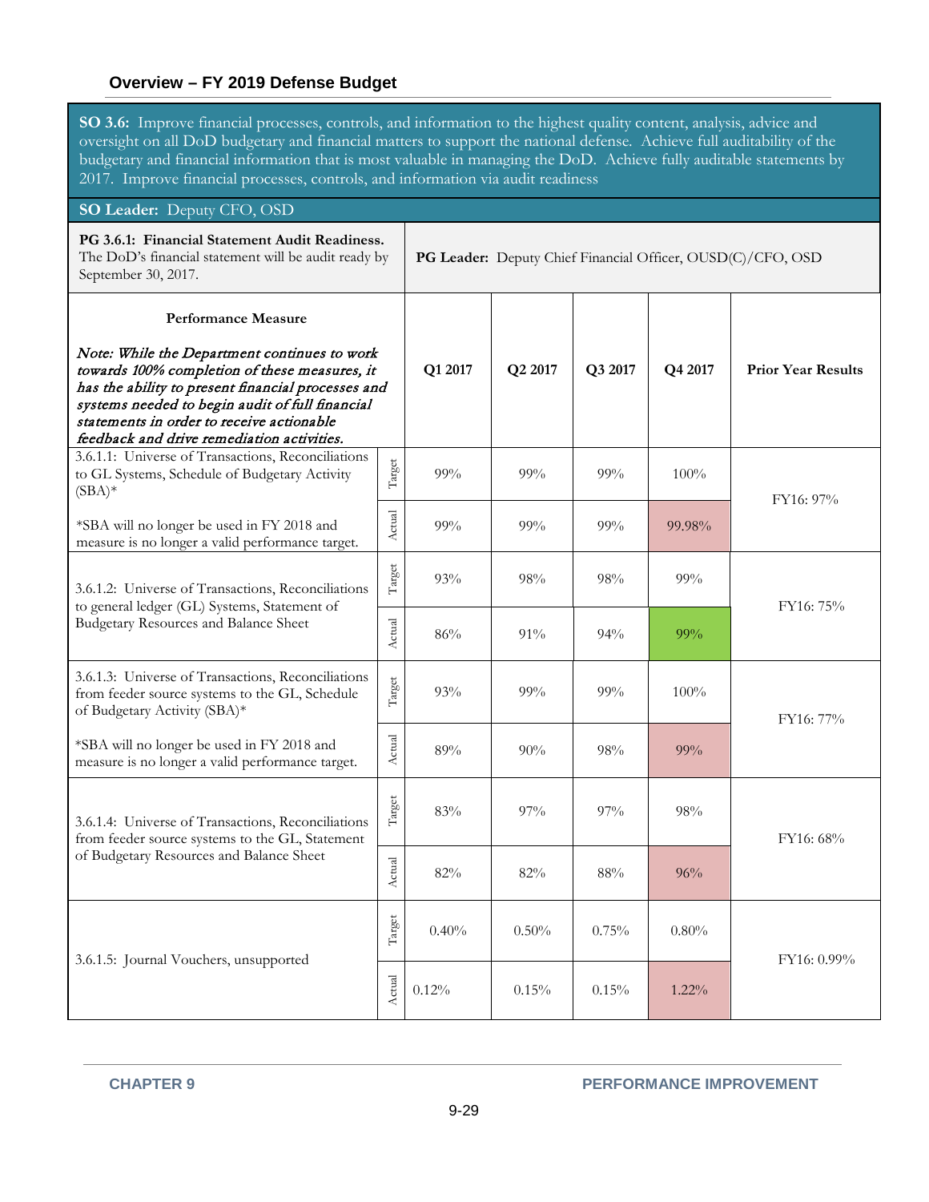**SO 3.6:** Improve financial processes, controls, and information to the highest quality content, analysis, advice and oversight on all DoD budgetary and financial matters to support the national defense. Achieve full auditability of the budgetary and financial information that is most valuable in managing the DoD. Achieve fully auditable statements by 2017. Improve financial processes, controls, and information via audit readiness

**SO Leader:** Deputy CFO, OSD

**PG 3.6.1: Financial Statement Audit Readiness.** The DoD's financial statement will be audit ready by September 30, 2017.

**PG Leader:** Deputy Chief Financial Officer, OUSD(C)/CFO, OSD

| **Performance Measure**<br><br>*Note: While the Department continues to work towards 100% completion of these measures, it has the ability to present financial processes and systems needed to begin audit of full financial statements in order to receive actionable feedback and drive remediation activities.* | | **Q1 2017** | **Q2 2017** | **Q3 2017** | **Q4 2017** | **Prior Year Results** |
|---|---|---|---|---|---|---|
| 3.6.1.1: Universe of Transactions, Reconciliations to GL Systems, Schedule of Budgetary Activity (SBA)*<br><br>*SBA will no longer be used in FY 2018 and measure is no longer a valid performance target. | Target | 99% | 99% | 99% | 100% | FY16: 97% |
| | Actual | 99% | 99% | 99% | 99.98% | |
| 3.6.1.2: Universe of Transactions, Reconciliations to general ledger (GL) Systems, Statement of Budgetary Resources and Balance Sheet | Target | 93% | 98% | 98% | 99% | FY16: 75% |
| | Actual | 86% | 91% | 94% | 99% | |
| 3.6.1.3: Universe of Transactions, Reconciliations from feeder source systems to the GL, Schedule of Budgetary Activity (SBA)*<br><br>*SBA will no longer be used in FY 2018 and measure is no longer a valid performance target. | Target | 93% | 99% | 99% | 100% | FY16: 77% |
| | Actual | 89% | 90% | 98% | 99% | |
| 3.6.1.4: Universe of Transactions, Reconciliations from feeder source systems to the GL, Statement of Budgetary Resources and Balance Sheet | Target | 83% | 97% | 97% | 98% | FY16: 68% |
| | Actual | 82% | 82% | 88% | 96% | |
| 3.6.1.5: Journal Vouchers, unsupported | Target | 0.40% | 0.50% | 0.75% | 0.80% | FY16: 0.99% |
| | Actual | 0.12% | 0.15% | 0.15% | 1.22% | |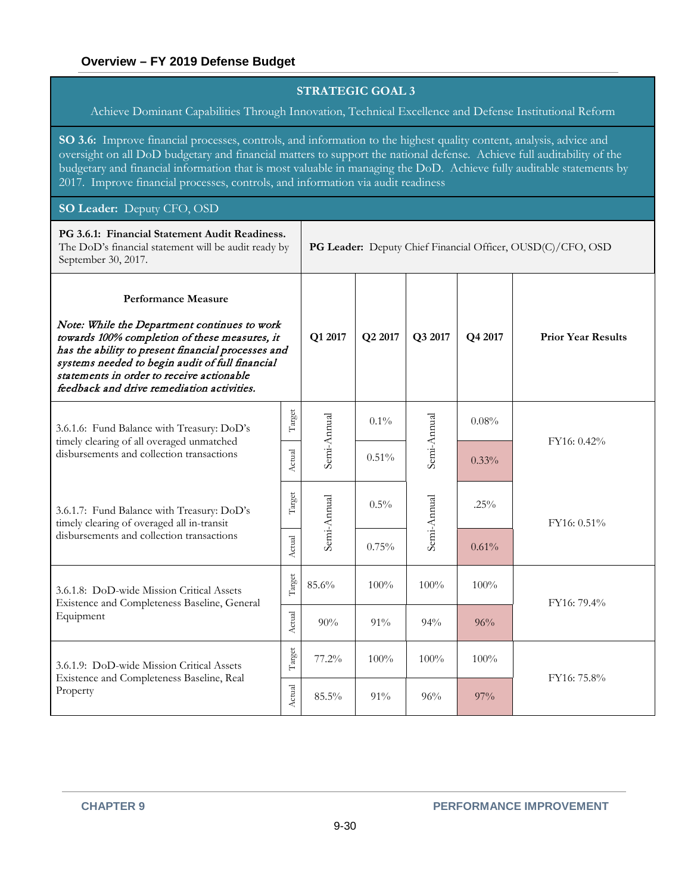**STRATEGIC GOAL 3**

Achieve Dominant Capabilities Through Innovation, Technical Excellence and Defense Institutional Reform

**SO 3.6:** Improve financial processes, controls, and information to the highest quality content, analysis, advice and oversight on all DoD budgetary and financial matters to support the national defense. Achieve full auditability of the budgetary and financial information that is most valuable in managing the DoD. Achieve fully auditable statements by 2017. Improve financial processes, controls, and information via audit readiness

**SO Leader:** Deputy CFO, OSD

**PG 3.6.1: Financial Statement Audit Readiness.** The DoD's financial statement will be audit ready by September 30, 2017.

**PG Leader:** Deputy Chief Financial Officer, OUSD(C)/CFO, OSD

| **Performance Measure**<br><br>*Note: While the Department continues to work towards 100% completion of these measures, it has the ability to present financial processes and systems needed to begin audit of full financial statements in order to receive actionable feedback and drive remediation activities.* | | **Q1 2017** | **Q2 2017** | **Q3 2017** | **Q4 2017** | **Prior Year Results** |
|---|---|---|---|---|---|---|
| 3.6.1.6: Fund Balance with Treasury: DoD's timely clearing of all overaged unmatched disbursements and collection transactions | Target | Semi-Annual | 0.1% | Semi-Annual | 0.08% | FY16: 0.42% |
| | Actual | | 0.51% | | 0.33% | |
| 3.6.1.7: Fund Balance with Treasury: DoD's timely clearing of overaged all in-transit disbursements and collection transactions | Target | Semi-Annual | 0.5% | Semi-Annual | .25% | FY16: 0.51% |
| | Actual | | 0.75% | | 0.61% | |
| 3.6.1.8: DoD-wide Mission Critical Assets Existence and Completeness Baseline, General Equipment | Target | 85.6% | 100% | 100% | 100% | FY16: 79.4% |
| | Actual | 90% | 91% | 94% | 96% | |
| 3.6.1.9: DoD-wide Mission Critical Assets Existence and Completeness Baseline, Real Property | Target | 77.2% | 100% | 100% | 100% | FY16: 75.8% |
| | Actual | 85.5% | 91% | 96% | 97% | |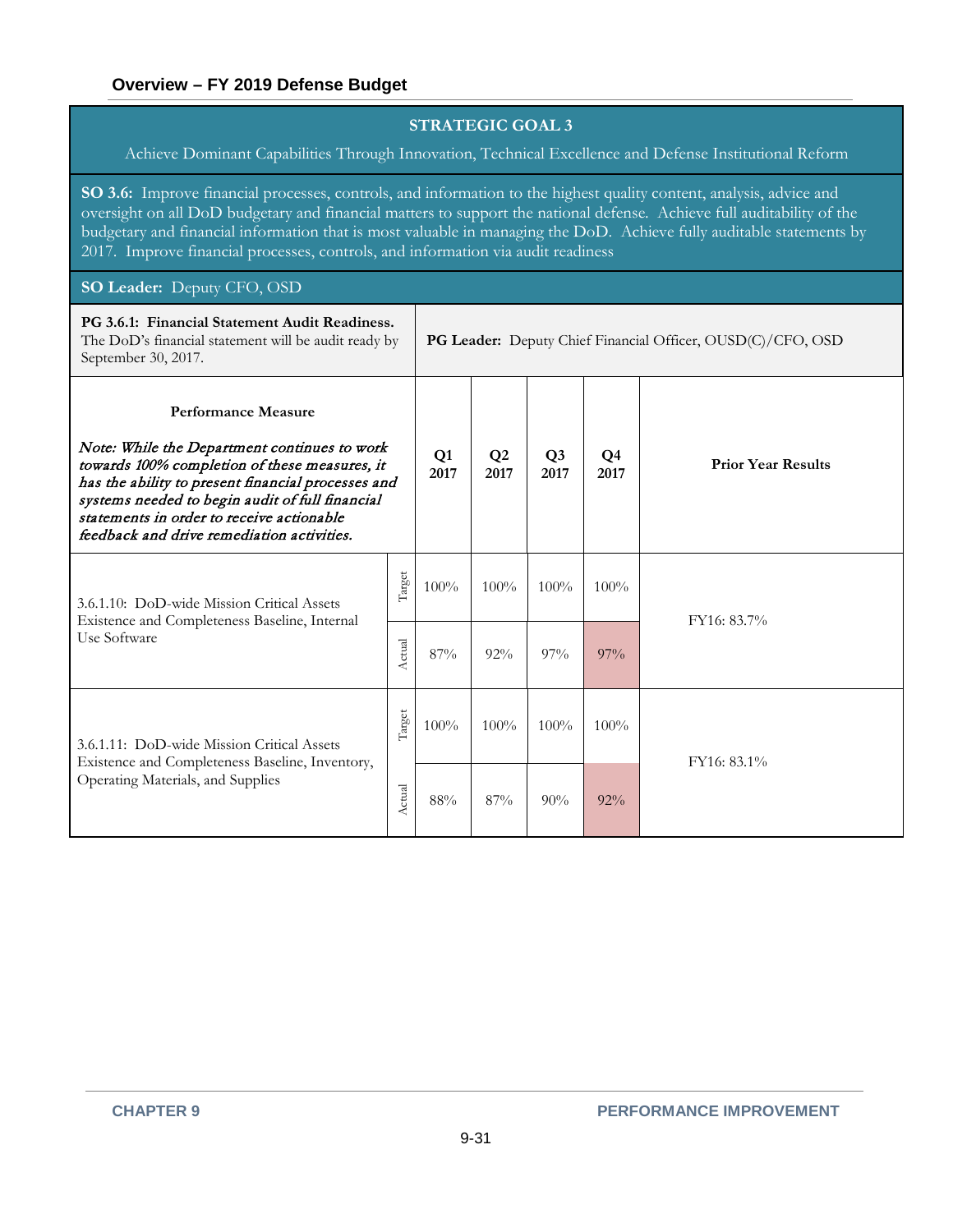| STRATEGIC GOAL 3 | | | | | | |
|---|---|---|---|---|---|---|
| Achieve Dominant Capabilities Through Innovation, Technical Excellence and Defense Institutional Reform | | | | | | |
| **SO 3.6:** Improve financial processes, controls, and information to the highest quality content, analysis, advice and oversight on all DoD budgetary and financial matters to support the national defense. Achieve full auditability of the budgetary and financial information that is most valuable in managing the DoD. Achieve fully auditable statements by 2017. Improve financial processes, controls, and information via audit readiness | | | | | | |
| **SO Leader:** Deputy CFO, OSD | | | | | | |
| **PG 3.6.1: Financial Statement Audit Readiness.** The DoD's financial statement will be audit ready by September 30, 2017. | | **PG Leader:** Deputy Chief Financial Officer, OUSD(C)/CFO, OSD | | | | |
| **Performance Measure**<br><br>*Note: While the Department continues to work towards 100% completion of these measures, it has the ability to present financial processes and systems needed to begin audit of full financial statements in order to receive actionable feedback and drive remediation activities.* | | **Q1 2017** | **Q2 2017** | **Q3 2017** | **Q4 2017** | **Prior Year Results** |
| 3.6.1.10: DoD-wide Mission Critical Assets Existence and Completeness Baseline, Internal Use Software | Target | 100% | 100% | 100% | 100% | FY16: 83.7% |
| | Actual | 87% | 92% | 97% | 97% | |
| 3.6.1.11: DoD-wide Mission Critical Assets Existence and Completeness Baseline, Inventory, Operating Materials, and Supplies | Target | 100% | 100% | 100% | 100% | FY16: 83.1% |
| | Actual | 88% | 87% | 90% | 92% | |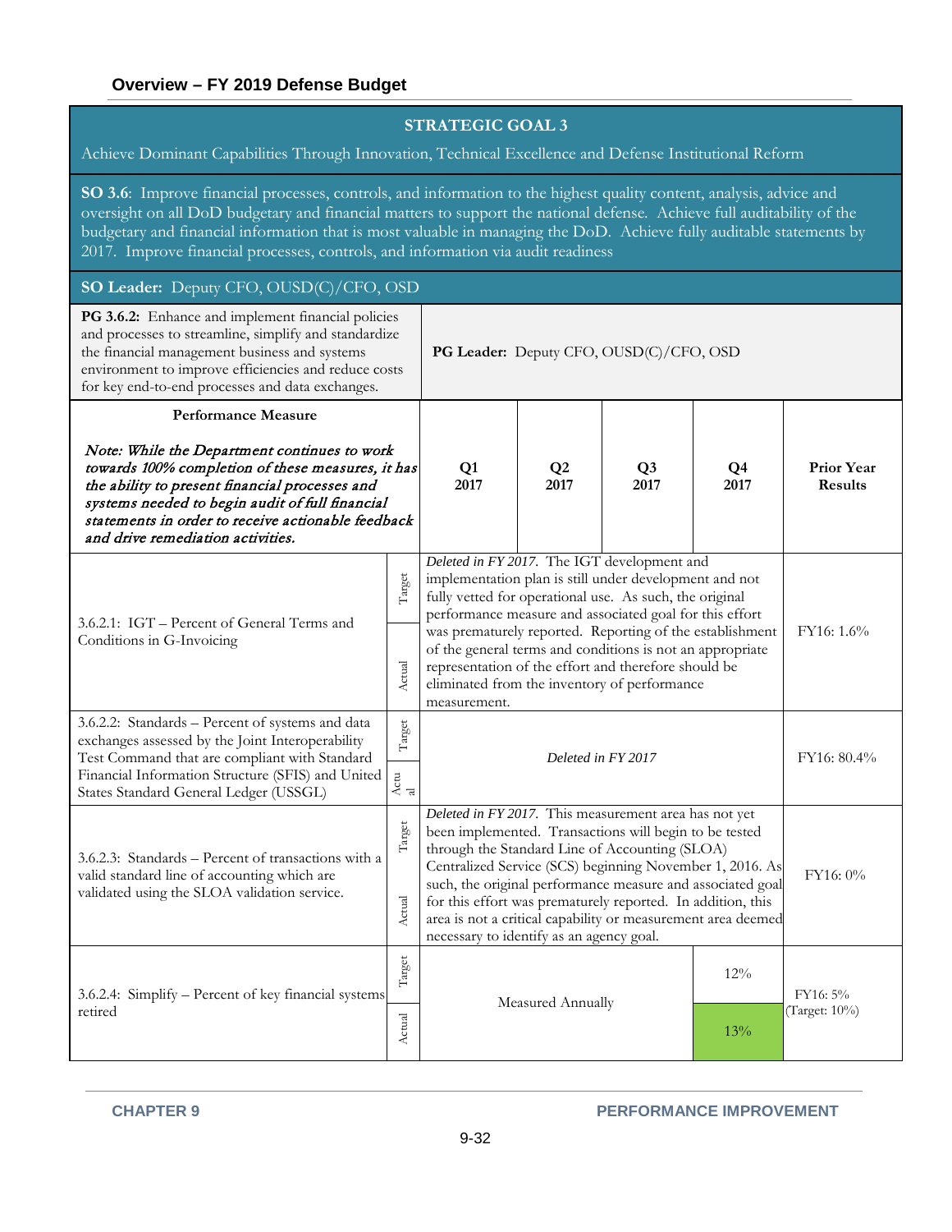| STRATEGIC GOAL 3 | | | | | | |
|---|---|---|---|---|---|---|
| Achieve Dominant Capabilities Through Innovation, Technical Excellence and Defense Institutional Reform | | | | | | |
| **SO 3.6**: Improve financial processes, controls, and information to the highest quality content, analysis, advice and oversight on all DoD budgetary and financial matters to support the national defense. Achieve full auditability of the budgetary and financial information that is most valuable in managing the DoD. Achieve fully auditable statements by 2017. Improve financial processes, controls, and information via audit readiness | | | | | | |
| **SO Leader:** Deputy CFO, OUSD(C)/CFO, OSD | | | | | | |
| **PG 3.6.2:** Enhance and implement financial policies and processes to streamline, simplify and standardize the financial management business and systems environment to improve efficiencies and reduce costs for key end-to-end processes and data exchanges. | | **PG Leader:** Deputy CFO, OUSD(C)/CFO, OSD | | | | |
| **Performance Measure**<br><br>***Note: While the Department continues to work towards 100% completion of these measures, it has the ability to present financial processes and systems needed to begin audit of full financial statements in order to receive actionable feedback and drive remediation activities.*** | | **Q1 2017** | **Q2 2017** | **Q3 2017** | **Q4 2017** | **Prior Year Results** |
| 3.6.2.1: IGT – Percent of General Terms and Conditions in G-Invoicing | Target | *Deleted in FY 2017.* The IGT development and implementation plan is still under development and not fully vetted for operational use. As such, the original performance measure and associated goal for this effort was prematurely reported. Reporting of the establishment of the general terms and conditions is not an appropriate representation of the effort and therefore should be eliminated from the inventory of performance measurement. | | | | FY16: 1.6% |
| | Actual | | | | | |
| 3.6.2.2: Standards – Percent of systems and data exchanges assessed by the Joint Interoperability Test Command that are compliant with Standard Financial Information Structure (SFIS) and United States Standard General Ledger (USSGL) | Target | *Deleted in FY 2017* | | | | FY16: 80.4% |
| | Actual | | | | | |
| 3.6.2.3: Standards – Percent of transactions with a valid standard line of accounting which are validated using the SLOA validation service. | Target | *Deleted in FY 2017.* This measurement area has not yet been implemented. Transactions will begin to be tested through the Standard Line of Accounting (SLOA) Centralized Service (SCS) beginning November 1, 2016. As such, the original performance measure and associated goal for this effort was prematurely reported. In addition, this area is not a critical capability or measurement area deemed necessary to identify as an agency goal. | | | | FY16: 0% |
| | Actual | | | | | |
| 3.6.2.4: Simplify – Percent of key financial systems retired | Target | Measured Annually | | | 12% | FY16: 5% (Target: 10%) |
| | Actual | | | | 13% | |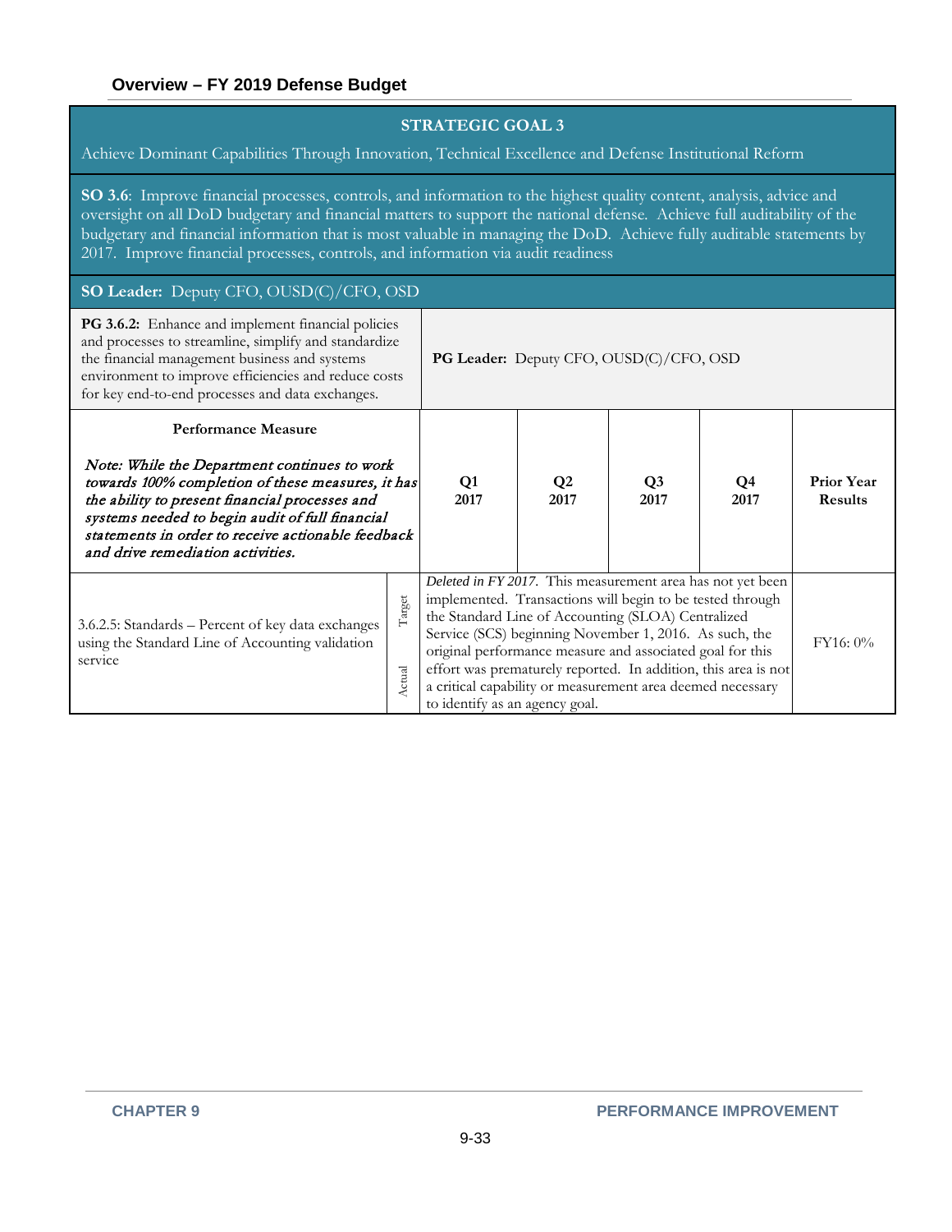### STRATEGIC GOAL 3

Achieve Dominant Capabilities Through Innovation, Technical Excellence and Defense Institutional Reform

**SO 3.6**: Improve financial processes, controls, and information to the highest quality content, analysis, advice and oversight on all DoD budgetary and financial matters to support the national defense. Achieve full auditability of the budgetary and financial information that is most valuable in managing the DoD. Achieve fully auditable statements by 2017. Improve financial processes, controls, and information via audit readiness

**SO Leader:** Deputy CFO, OUSD(C)/CFO, OSD

| **PG 3.6.2:** Enhance and implement financial policies and processes to streamline, simplify and standardize the financial management business and systems environment to improve efficiencies and reduce costs for key end-to-end processes and data exchanges. | | **PG Leader:** Deputy CFO, OUSD(C)/CFO, OSD | | | | |
|---|---|---|---|---|---|---|
| **Performance Measure**<br><br>*Note: While the Department continues to work towards 100% completion of these measures, it has the ability to present financial processes and systems needed to begin audit of full financial statements in order to receive actionable feedback and drive remediation activities.* | | **Q1 2017** | **Q2 2017** | **Q3 2017** | **Q4 2017** | **Prior Year Results** |
| 3.6.2.5: Standards – Percent of key data exchanges using the Standard Line of Accounting validation service | Target<br>Actual | *Deleted in FY 2017*. This measurement area has not yet been implemented. Transactions will begin to be tested through the Standard Line of Accounting (SLOA) Centralized Service (SCS) beginning November 1, 2016. As such, the original performance measure and associated goal for this effort was prematurely reported. In addition, this area is not a critical capability or measurement area deemed necessary to identify as an agency goal. | | | | FY16: 0% |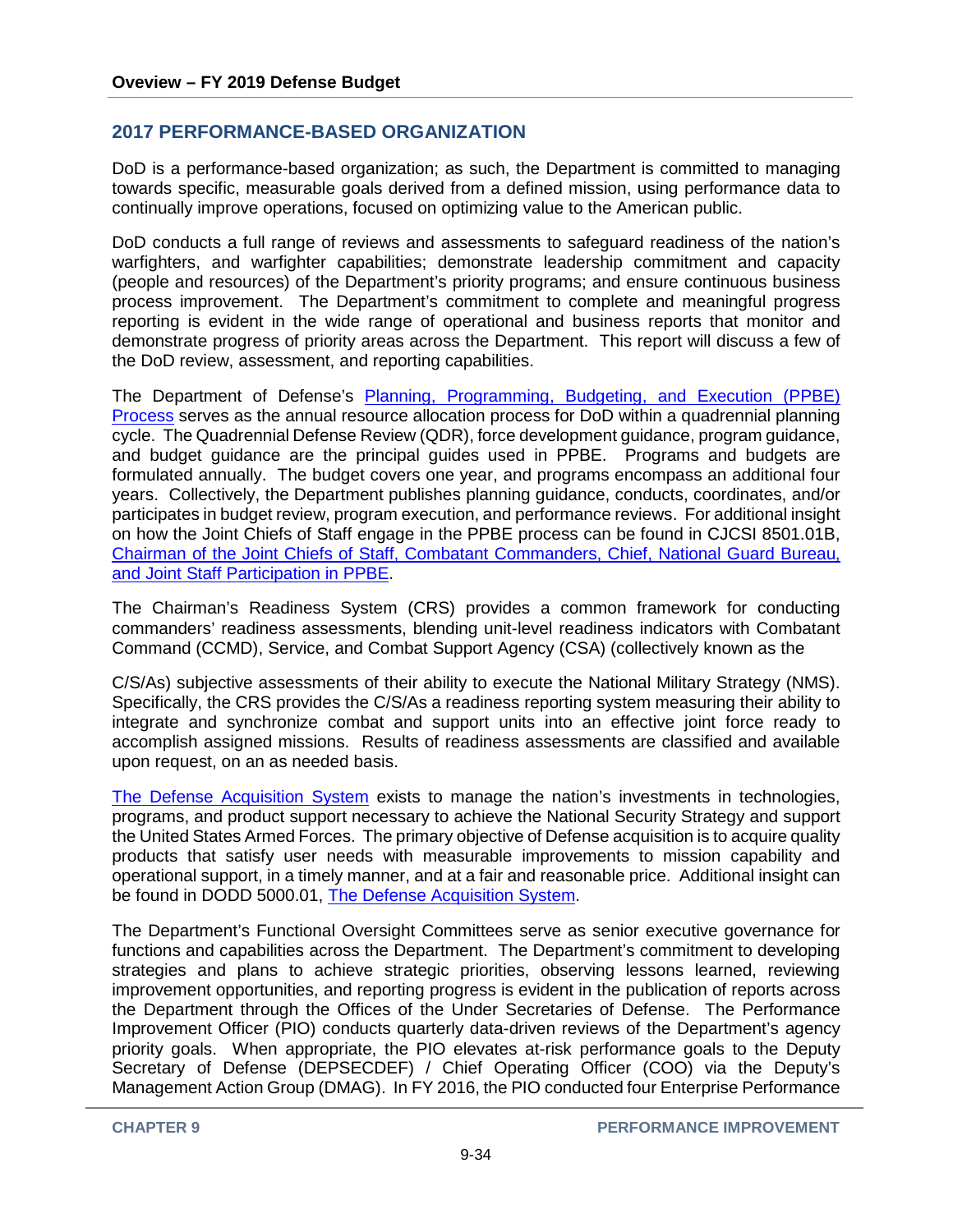## 2017 PERFORMANCE-BASED ORGANIZATION

DoD is a performance-based organization; as such, the Department is committed to managing towards specific, measurable goals derived from a defined mission, using performance data to continually improve operations, focused on optimizing value to the American public.

DoD conducts a full range of reviews and assessments to safeguard readiness of the nation's warfighters, and warfighter capabilities; demonstrate leadership commitment and capacity (people and resources) of the Department's priority programs; and ensure continuous business process improvement. The Department's commitment to complete and meaningful progress reporting is evident in the wide range of operational and business reports that monitor and demonstrate progress of priority areas across the Department. This report will discuss a few of the DoD review, assessment, and reporting capabilities.

The Department of Defense's Planning, Programming, Budgeting, and Execution (PPBE) Process serves as the annual resource allocation process for DoD within a quadrennial planning cycle. The Quadrennial Defense Review (QDR), force development guidance, program guidance, and budget guidance are the principal guides used in PPBE. Programs and budgets are formulated annually. The budget covers one year, and programs encompass an additional four years. Collectively, the Department publishes planning guidance, conducts, coordinates, and/or participates in budget review, program execution, and performance reviews. For additional insight on how the Joint Chiefs of Staff engage in the PPBE process can be found in CJCSI 8501.01B, Chairman of the Joint Chiefs of Staff, Combatant Commanders, Chief, National Guard Bureau, and Joint Staff Participation in PPBE.

The Chairman's Readiness System (CRS) provides a common framework for conducting commanders' readiness assessments, blending unit-level readiness indicators with Combatant Command (CCMD), Service, and Combat Support Agency (CSA) (collectively known as the C/S/As) subjective assessments of their ability to execute the National Military Strategy (NMS). Specifically, the CRS provides the C/S/As a readiness reporting system measuring their ability to integrate and synchronize combat and support units into an effective joint force ready to accomplish assigned missions. Results of readiness assessments are classified and available upon request, on an as needed basis.

The Defense Acquisition System exists to manage the nation's investments in technologies, programs, and product support necessary to achieve the National Security Strategy and support the United States Armed Forces. The primary objective of Defense acquisition is to acquire quality products that satisfy user needs with measurable improvements to mission capability and operational support, in a timely manner, and at a fair and reasonable price. Additional insight can be found in DODD 5000.01, The Defense Acquisition System.

The Department's Functional Oversight Committees serve as senior executive governance for functions and capabilities across the Department. The Department's commitment to developing strategies and plans to achieve strategic priorities, observing lessons learned, reviewing improvement opportunities, and reporting progress is evident in the publication of reports across the Department through the Offices of the Under Secretaries of Defense. The Performance Improvement Officer (PIO) conducts quarterly data-driven reviews of the Department's agency priority goals. When appropriate, the PIO elevates at-risk performance goals to the Deputy Secretary of Defense (DEPSECDEF) / Chief Operating Officer (COO) via the Deputy's Management Action Group (DMAG). In FY 2016, the PIO conducted four Enterprise Performance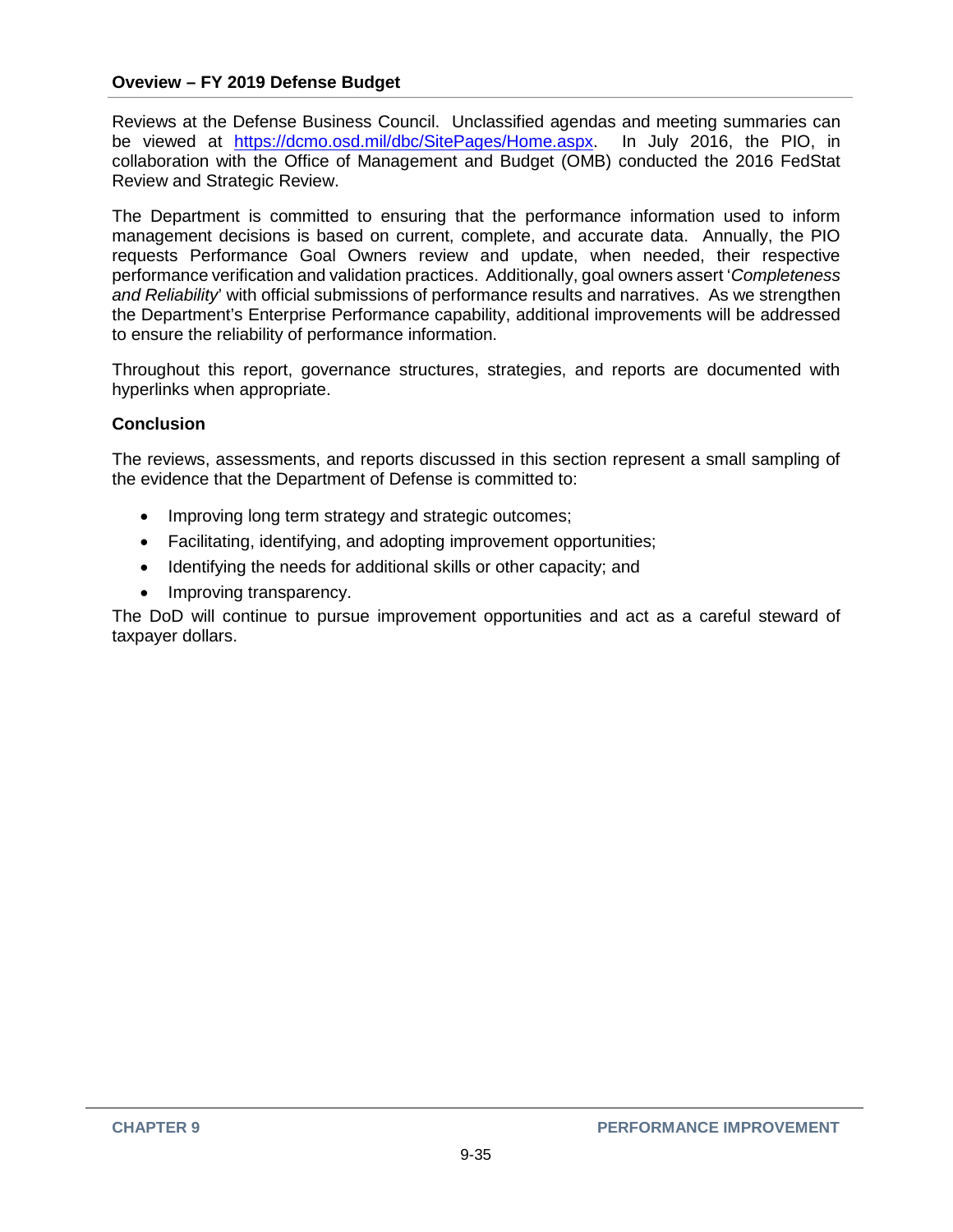Reviews at the Defense Business Council. Unclassified agendas and meeting summaries can be viewed at https://dcmo.osd.mil/dbc/SitePages/Home.aspx. In July 2016, the PIO, in collaboration with the Office of Management and Budget (OMB) conducted the 2016 FedStat Review and Strategic Review.

The Department is committed to ensuring that the performance information used to inform management decisions is based on current, complete, and accurate data. Annually, the PIO requests Performance Goal Owners review and update, when needed, their respective performance verification and validation practices. Additionally, goal owners assert '*Completeness and Reliability*' with official submissions of performance results and narratives. As we strengthen the Department's Enterprise Performance capability, additional improvements will be addressed to ensure the reliability of performance information.

Throughout this report, governance structures, strategies, and reports are documented with hyperlinks when appropriate.

**Conclusion**

The reviews, assessments, and reports discussed in this section represent a small sampling of the evidence that the Department of Defense is committed to:

- Improving long term strategy and strategic outcomes;
- Facilitating, identifying, and adopting improvement opportunities;
- Identifying the needs for additional skills or other capacity; and
- Improving transparency.

The DoD will continue to pursue improvement opportunities and act as a careful steward of taxpayer dollars.